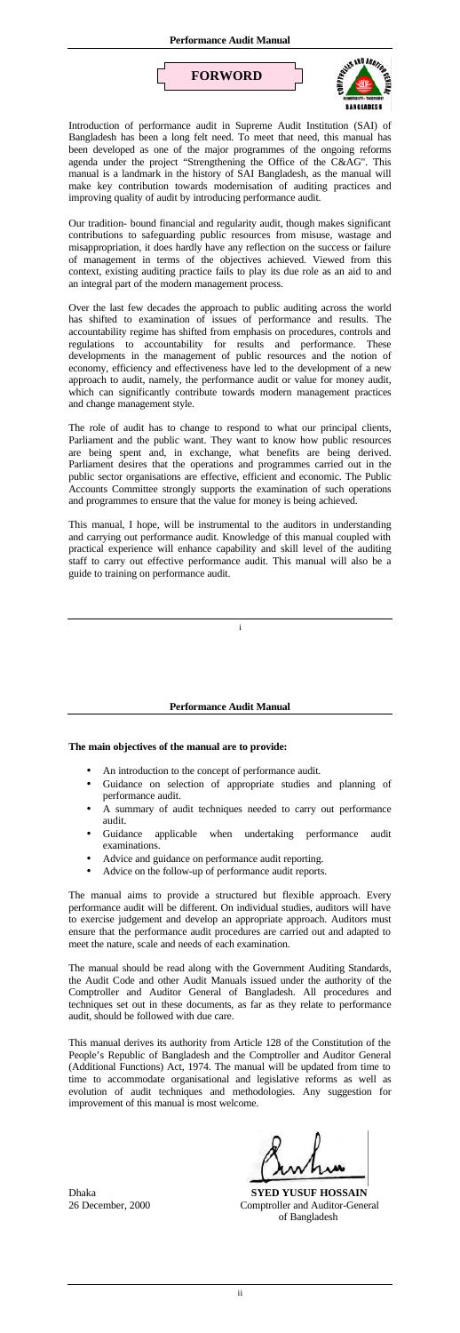# FORWORD

Introduction of performance audit in Supreme Audit Institution (SAI) of Bangladesh has been a long felt need. To meet that need, this manual has been developed as one of the major programmes of the ongoing reforms agenda under the project "Strengthening the Office of the C&AG". This manual is a landmark in the history of SAI Bangladesh, as the manual will make key contribution towards modernisation of auditing practices and improving quality of audit by introducing performance audit.

Our tradition- bound financial and regularity audit, though makes significant contributions to safeguarding public resources from misuse, wastage and misappropriation, it does hardly have any reflection on the success or failure of management in terms of the objectives achieved. Viewed from this context, existing auditing practice fails to play its due role as an aid to and an integral part of the modern management process.

Over the last few decades the approach to public auditing across the world has shifted to examination of issues of performance and results. The accountability regime has shifted from emphasis on procedures, controls and regulations to accountability for results and performance. These developments in the management of public resources and the notion of economy, efficiency and effectiveness have led to the development of a new approach to audit, namely, the performance audit or value for money audit, which can significantly contribute towards modern management practices and change management style.

The role of audit has to change to respond to what our principal clients, Parliament and the public want. They want to know how public resources are being spent and, in exchange, what benefits are being derived. Parliament desires that the operations and programmes carried out in the public sector organisations are effective, efficient and economic. The Public Accounts Committee strongly supports the examination of such operations and programmes to ensure that the value for money is being achieved.

This manual, I hope, will be instrumental to the auditors in understanding and carrying out performance audit. Knowledge of this manual coupled with practical experience will enhance capability and skill level of the auditing staff to carry out effective performance audit. This manual will also be a guide to training on performance audit.

**The main objectives of the manual are to provide:**

- An introduction to the concept of performance audit.
- Guidance on selection of appropriate studies and planning of performance audit.
- A summary of audit techniques needed to carry out performance audit.
- Guidance applicable when undertaking performance audit examinations.
- Advice and guidance on performance audit reporting.
- Advice on the follow-up of performance audit reports.

The manual aims to provide a structured but flexible approach. Every performance audit will be different. On individual studies, auditors will have to exercise judgement and develop an appropriate approach. Auditors must ensure that the performance audit procedures are carried out and adapted to meet the nature, scale and needs of each examination.

The manual should be read along with the Government Auditing Standards, the Audit Code and other Audit Manuals issued under the authority of the Comptroller and Auditor General of Bangladesh. All procedures and techniques set out in these documents, as far as they relate to performance audit, should be followed with due care.

This manual derives its authority from Article 128 of the Constitution of the People's Republic of Bangladesh and the Comptroller and Auditor General (Additional Functions) Act, 1974. The manual will be updated from time to time to accommodate organisational and legislative reforms as well as evolution of audit techniques and methodologies. Any suggestion for improvement of this manual is most welcome.

Dhaka
26 December, 2000

**SYED YUSUF HOSSAIN**
Comptroller and Auditor-General
of Bangladesh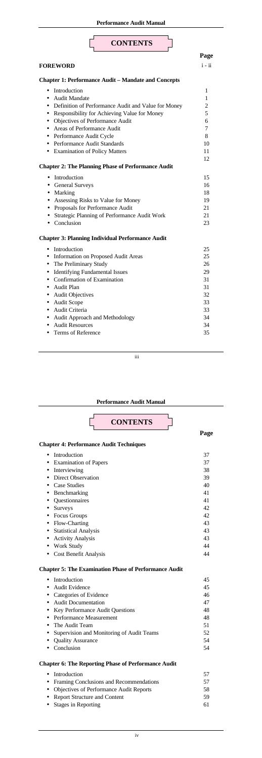# CONTENTS

| | Page |
|---|---|
| **FOREWORD** | i - ii |
| **Chapter 1: Performance Audit – Mandate and Concepts** | |
| • Introduction | 1 |
| • Audit Mandate | 1 |
| • Definition of Performance Audit and Value for Money | 2 |
| • Responsibility for Achieving Value for Money | 5 |
| • Objectives of Performance Audit | 6 |
| • Areas of Performance Audit | 7 |
| • Performance Audit Cycle | 8 |
| • Performance Audit Standards | 10 |
| • Examination of Policy Matters | 11 |
| | 12 |
| **Chapter 2: The Planning Phase of Performance Audit** | |
| • Introduction | 15 |
| • General Surveys | 16 |
| • Marking | 18 |
| • Assessing Risks to Value for Money | 19 |
| • Proposals for Performance Audit | 21 |
| • Strategic Planning of Performance Audit Work | 21 |
| • Conclusion | 23 |
| **Chapter 3: Planning Individual Performance Audit** | |
| • Introduction | 25 |
| • Information on Proposed Audit Areas | 25 |
| • The Preliminary Study | 26 |
| • Identifying Fundamental Issues | 29 |
| • Confirmation of Examination | 31 |
| • Audit Plan | 31 |
| • Audit Objectives | 32 |
| • Audit Scope | 33 |
| • Audit Criteria | 33 |
| • Audit Approach and Methodology | 34 |
| • Audit Resources | 34 |
| • Terms of Reference | 35 |

# CONTENTS

| | Page |
|---|---|
| **Chapter 4: Performance Audit Techniques** | |
| • Introduction | 37 |
| • Examination of Papers | 37 |
| • Interviewing | 38 |
| • Direct Observation | 39 |
| • Case Studies | 40 |
| • Benchmarking | 41 |
| • Questionnaires | 41 |
| • Surveys | 42 |
| • Focus Groups | 42 |
| • Flow-Charting | 43 |
| • Statistical Analysis | 43 |
| • Activity Analysis | 43 |
| • Work Study | 44 |
| • Cost Benefit Analysis | 44 |
| **Chapter 5: The Examination Phase of Performance Audit** | |
| • Introduction | 45 |
| • Audit Evidence | 45 |
| • Categories of Evidence | 46 |
| • Audit Documentation | 47 |
| • Key Performance Audit Questions | 48 |
| • Performance Measurement | 48 |
| • The Audit Team | 51 |
| • Supervision and Monitoring of Audit Teams | 52 |
| • Quality Assurance | 54 |
| • Conclusion | 54 |
| **Chapter 6: The Reporting Phase of Performance Audit** | |
| • Introduction | 57 |
| • Framing Conclusions and Recommendations | 57 |
| • Objectives of Performance Audit Reports | 58 |
| • Report Structure and Content | 59 |
| • Stages in Reporting | 61 |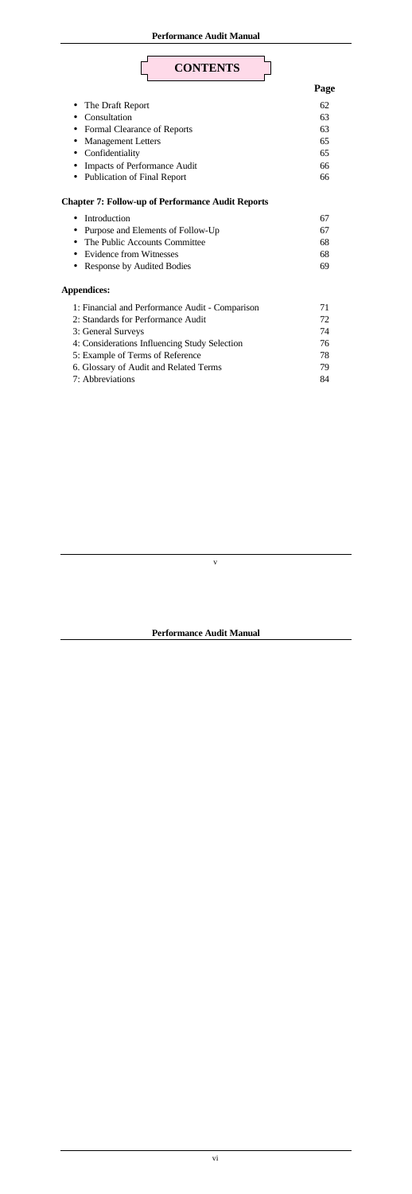# CONTENTS

| | Page |
|---|---|
| • The Draft Report | 62 |
| • Consultation | 63 |
| • Formal Clearance of Reports | 63 |
| • Management Letters | 65 |
| • Confidentiality | 65 |
| • Impacts of Performance Audit | 66 |
| • Publication of Final Report | 66 |
| **Chapter 7: Follow-up of Performance Audit Reports** | |
| • Introduction | 67 |
| • Purpose and Elements of Follow-Up | 67 |
| • The Public Accounts Committee | 68 |
| • Evidence from Witnesses | 68 |
| • Response by Audited Bodies | 69 |
| **Appendices:** | |
| 1: Financial and Performance Audit - Comparison | 71 |
| 2: Standards for Performance Audit | 72 |
| 3: General Surveys | 74 |
| 4: Considerations Influencing Study Selection | 76 |
| 5: Example of Terms of Reference | 78 |
| 6. Glossary of Audit and Related Terms | 79 |
| 7: Abbreviations | 84 |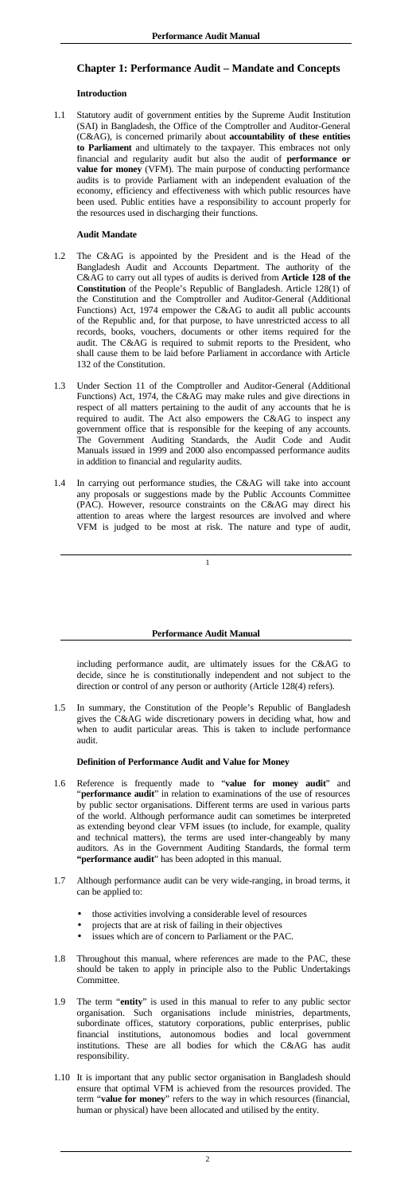## Chapter 1: Performance Audit – Mandate and Concepts

### Introduction

1.1 Statutory audit of government entities by the Supreme Audit Institution (SAI) in Bangladesh, the Office of the Comptroller and Auditor-General (C&AG), is concerned primarily about **accountability of these entities to Parliament** and ultimately to the taxpayer. This embraces not only financial and regularity audit but also the audit of **performance or value for money** (VFM). The main purpose of conducting performance audits is to provide Parliament with an independent evaluation of the economy, efficiency and effectiveness with which public resources have been used. Public entities have a responsibility to account properly for the resources used in discharging their functions.

### Audit Mandate

1.2 The C&AG is appointed by the President and is the Head of the Bangladesh Audit and Accounts Department. The authority of the C&AG to carry out all types of audits is derived from **Article 128 of the Constitution** of the People's Republic of Bangladesh. Article 128(1) of the Constitution and the Comptroller and Auditor-General (Additional Functions) Act, 1974 empower the C&AG to audit all public accounts of the Republic and, for that purpose, to have unrestricted access to all records, books, vouchers, documents or other items required for the audit. The C&AG is required to submit reports to the President, who shall cause them to be laid before Parliament in accordance with Article 132 of the Constitution.

1.3 Under Section 11 of the Comptroller and Auditor-General (Additional Functions) Act, 1974, the C&AG may make rules and give directions in respect of all matters pertaining to the audit of any accounts that he is required to audit. The Act also empowers the C&AG to inspect any government office that is responsible for the keeping of any accounts. The Government Auditing Standards, the Audit Code and Audit Manuals issued in 1999 and 2000 also encompassed performance audits in addition to financial and regularity audits.

1.4 In carrying out performance studies, the C&AG will take into account any proposals or suggestions made by the Public Accounts Committee (PAC). However, resource constraints on the C&AG may direct his attention to areas where the largest resources are involved and where VFM is judged to be most at risk. The nature and type of audit, including performance audit, are ultimately issues for the C&AG to decide, since he is constitutionally independent and not subject to the direction or control of any person or authority (Article 128(4) refers).

1.5 In summary, the Constitution of the People's Republic of Bangladesh gives the C&AG wide discretionary powers in deciding what, how and when to audit particular areas. This is taken to include performance audit.

### Definition of Performance Audit and Value for Money

1.6 Reference is frequently made to "**value for money audit**" and "**performance audit**" in relation to examinations of the use of resources by public sector organisations. Different terms are used in various parts of the world. Although performance audit can sometimes be interpreted as extending beyond clear VFM issues (to include, for example, quality and technical matters), the terms are used inter-changeably by many auditors. As in the Government Auditing Standards, the formal term **"performance audit"** has been adopted in this manual.

1.7 Although performance audit can be very wide-ranging, in broad terms, it can be applied to:

- those activities involving a considerable level of resources
- projects that are at risk of failing in their objectives
- issues which are of concern to Parliament or the PAC.

1.8 Throughout this manual, where references are made to the PAC, these should be taken to apply in principle also to the Public Undertakings Committee.

1.9 The term "**entity**" is used in this manual to refer to any public sector organisation. Such organisations include ministries, departments, subordinate offices, statutory corporations, public enterprises, public financial institutions, autonomous bodies and local government institutions. These are all bodies for which the C&AG has audit responsibility.

1.10 It is important that any public sector organisation in Bangladesh should ensure that optimal VFM is achieved from the resources provided. The term "**value for money**" refers to the way in which resources (financial, human or physical) have been allocated and utilised by the entity.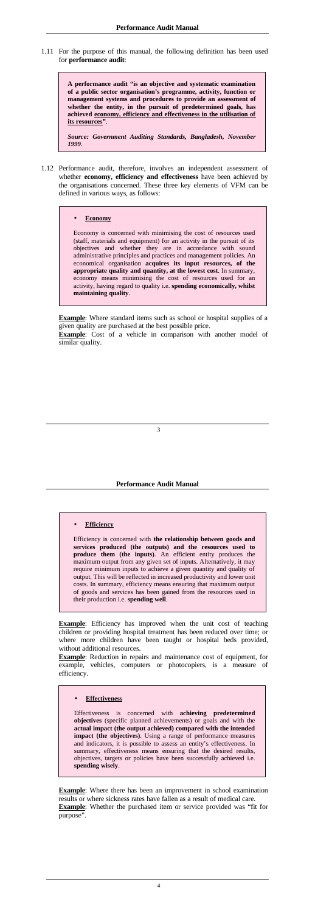1.11 For the purpose of this manual, the following definition has been used for **performance audit**:

> **A performance audit "is an objective and systematic examination of a public sector organisation's programme, activity, function or management systems and procedures to provide an assessment of whether the entity, in the pursuit of predetermined goals, has achieved economy, efficiency and effectiveness in the utilisation of its resources"**.
>
> ***Source: Government Auditing Standards, Bangladesh, November 1999.***

1.12 Performance audit, therefore, involves an independent assessment of whether **economy, efficiency and effectiveness** have been achieved by the organisations concerned. These three key elements of VFM can be defined in various ways, as follows:

> - **Economy**
>
> Economy is concerned with minimising the cost of resources used (staff, materials and equipment) for an activity in the pursuit of its objectives and whether they are in accordance with sound administrative principles and practices and management policies. An economical organisation **acquires its input resources, of the appropriate quality and quantity, at the lowest cost**. In summary, economy means minimising the cost of resources used for an activity, having regard to quality i.e. **spending economically, whilst maintaining quality**.

**Example**: Where standard items such as school or hospital supplies of a given quality are purchased at the best possible price.
**Example**: Cost of a vehicle in comparison with another model of similar quality.

> - **Efficiency**
>
> Efficiency is concerned with **the relationship between goods and services produced (the outputs) and the resources used to produce them (the inputs)**. An efficient entity produces the maximum output from any given set of inputs. Alternatively, it may require minimum inputs to achieve a given quantity and quality of output. This will be reflected in increased productivity and lower unit costs. In summary, efficiency means ensuring that maximum output of goods and services has been gained from the resources used in their production i.e. **spending well**.

**Example**: Efficiency has improved when the unit cost of teaching children or providing hospital treatment has been reduced over time; or where more children have been taught or hospital beds provided, without additional resources.
**Example**: Reduction in repairs and maintenance cost of equipment, for example, vehicles, computers or photocopiers, is a measure of efficiency.

> - **Effectiveness**
>
> Effectiveness is concerned with **achieving predetermined objectives** (specific planned achievements) or goals and with the **actual impact (the output achieved) compared with the intended impact (the objectives)**. Using a range of performance measures and indicators, it is possible to assess an entity's effectiveness. In summary, effectiveness means ensuring that the desired results, objectives, targets or policies have been successfully achieved i.e. **spending wisely**.

**Example**: Where there has been an improvement in school examination results or where sickness rates have fallen as a result of medical care.
**Example**: Whether the purchased item or service provided was "fit for purpose".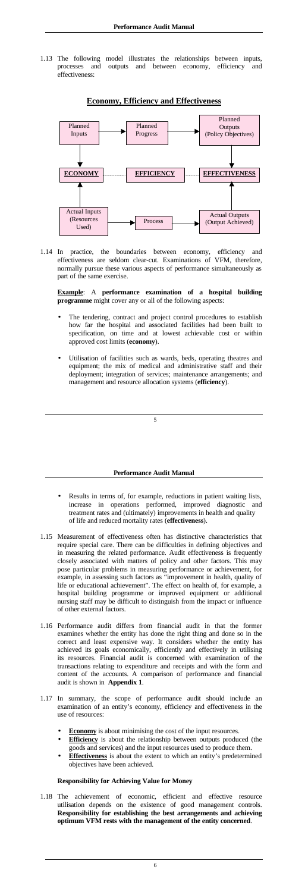1.13 The following model illustrates the relationships between inputs, processes and outputs and between economy, efficiency and effectiveness:

**Economy, Efficiency and Effectiveness**

| Planned Inputs | → | Planned Progress | → | Planned Outputs (Policy Objectives) |
|---|---|---|---|---|
| ↓ | | | | ↓ |
| **ECONOMY** | | **EFFICIENCY** | | **EFFECTIVENESS** |
| ↑ | | | | ↑ |
| Actual Inputs (Resources Used) | → | Process | → | Actual Outputs (Output Achieved) |

1.14 In practice, the boundaries between economy, efficiency and effectiveness are seldom clear-cut. Examinations of VFM, therefore, normally pursue these various aspects of performance simultaneously as part of the same exercise.

**Example**: A **performance examination of a hospital building programme** might cover any or all of the following aspects:

- The tendering, contract and project control procedures to establish how far the hospital and associated facilities had been built to specification, on time and at lowest achievable cost or within approved cost limits (**economy**).
- Utilisation of facilities such as wards, beds, operating theatres and equipment; the mix of medical and administrative staff and their deployment; integration of services; maintenance arrangements; and management and resource allocation systems (**efficiency**).
- Results in terms of, for example, reductions in patient waiting lists, increase in operations performed, improved diagnostic and treatment rates and (ultimately) improvements in health and quality of life and reduced mortality rates (**effectiveness**).

1.15 Measurement of effectiveness often has distinctive characteristics that require special care. There can be difficulties in defining objectives and in measuring the related performance. Audit effectiveness is frequently closely associated with matters of policy and other factors. This may pose particular problems in measuring performance or achievement, for example, in assessing such factors as "improvement in health, quality of life or educational achievement". The effect on health of, for example, a hospital building programme or improved equipment or additional nursing staff may be difficult to distinguish from the impact or influence of other external factors.

1.16 Performance audit differs from financial audit in that the former examines whether the entity has done the right thing and done so in the correct and least expensive way. It considers whether the entity has achieved its goals economically, efficiently and effectively in utilising its resources. Financial audit is concerned with examination of the transactions relating to expenditure and receipts and with the form and content of the accounts. A comparison of performance and financial audit is shown in **Appendix 1**.

1.17 In summary, the scope of performance audit should include an examination of an entity's economy, efficiency and effectiveness in the use of resources:

- **Economy** is about minimising the cost of the input resources.
- **Efficiency** is about the relationship between outputs produced (the goods and services) and the input resources used to produce them.
- **Effectiveness** is about the extent to which an entity's predetermined objectives have been achieved.

**Responsibility for Achieving Value for Money**

1.18 The achievement of economic, efficient and effective resource utilisation depends on the existence of good management controls. **Responsibility for establishing the best arrangements and achieving optimum VFM rests with the management of the entity concerned**.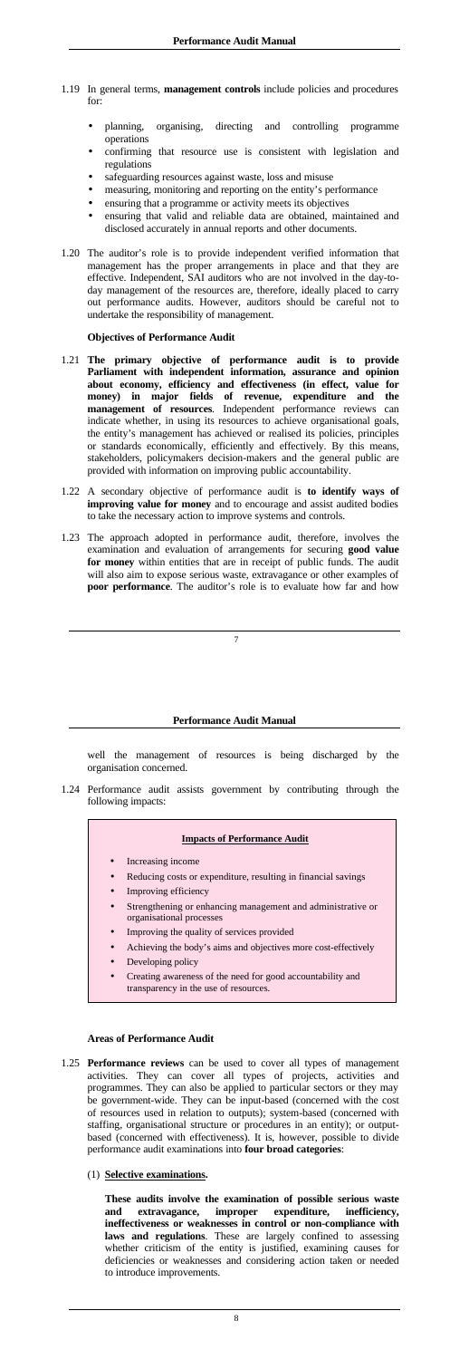1.19 In general terms, **management controls** include policies and procedures for:

- planning, organising, directing and controlling programme operations
- confirming that resource use is consistent with legislation and regulations
- safeguarding resources against waste, loss and misuse
- measuring, monitoring and reporting on the entity's performance
- ensuring that a programme or activity meets its objectives
- ensuring that valid and reliable data are obtained, maintained and disclosed accurately in annual reports and other documents.

1.20 The auditor's role is to provide independent verified information that management has the proper arrangements in place and that they are effective. Independent, SAI auditors who are not involved in the day-to-day management of the resources are, therefore, ideally placed to carry out performance audits. However, auditors should be careful not to undertake the responsibility of management.

### Objectives of Performance Audit

1.21 **The primary objective of performance audit is to provide Parliament with independent information, assurance and opinion about economy, efficiency and effectiveness (in effect, value for money) in major fields of revenue, expenditure and the management of resources**. Independent performance reviews can indicate whether, in using its resources to achieve organisational goals, the entity's management has achieved or realised its policies, principles or standards economically, efficiently and effectively. By this means, stakeholders, policymakers decision-makers and the general public are provided with information on improving public accountability.

1.22 A secondary objective of performance audit is **to identify ways of improving value for money** and to encourage and assist audited bodies to take the necessary action to improve systems and controls.

1.23 The approach adopted in performance audit, therefore, involves the examination and evaluation of arrangements for securing **good value for money** within entities that are in receipt of public funds. The audit will also aim to expose serious waste, extravagance or other examples of **poor performance**. The auditor's role is to evaluate how far and how well the management of resources is being discharged by the organisation concerned.

1.24 Performance audit assists government by contributing through the following impacts:

**Impacts of Performance Audit**

- Increasing income
- Reducing costs or expenditure, resulting in financial savings
- Improving efficiency
- Strengthening or enhancing management and administrative or organisational processes
- Improving the quality of services provided
- Achieving the body's aims and objectives more cost-effectively
- Developing policy
- Creating awareness of the need for good accountability and transparency in the use of resources.

### Areas of Performance Audit

1.25 **Performance reviews** can be used to cover all types of management activities. They can cover all types of projects, activities and programmes. They can also be applied to particular sectors or they may be government-wide. They can be input-based (concerned with the cost of resources used in relation to outputs); system-based (concerned with staffing, organisational structure or procedures in an entity); or output-based (concerned with effectiveness). It is, however, possible to divide performance audit examinations into **four broad categories**:

(1) **Selective examinations.**

**These audits involve the examination of possible serious waste and extravagance, improper expenditure, inefficiency, ineffectiveness or weaknesses in control or non-compliance with laws and regulations**. These are largely confined to assessing whether criticism of the entity is justified, examining causes for deficiencies or weaknesses and considering action taken or needed to introduce improvements.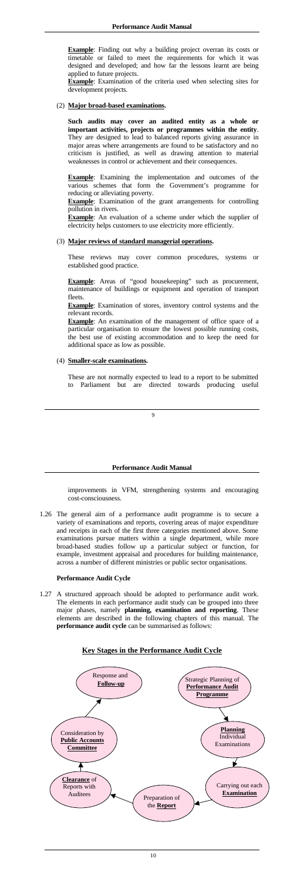**Example**: Finding out why a building project overran its costs or timetable or failed to meet the requirements for which it was designed and developed; and how far the lessons learnt are being applied to future projects.
**Example**: Examination of the criteria used when selecting sites for development projects.

(2) **Major broad-based examinations.**

**Such audits may cover an audited entity as a whole or important activities, projects or programmes within the entity**. They are designed to lead to balanced reports giving assurance in major areas where arrangements are found to be satisfactory and no criticism is justified, as well as drawing attention to material weaknesses in control or achievement and their consequences.

**Example**: Examining the implementation and outcomes of the various schemes that form the Government's programme for reducing or alleviating poverty.
**Example**: Examination of the grant arrangements for controlling pollution in rivers.
**Example**: An evaluation of a scheme under which the supplier of electricity helps customers to use electricity more efficiently.

(3) **Major reviews of standard managerial operations.**

These reviews may cover common procedures, systems or established good practice.

**Example**: Areas of "good housekeeping" such as procurement, maintenance of buildings or equipment and operation of transport fleets.
**Example**: Examination of stores, inventory control systems and the relevant records.
**Example**: An examination of the management of office space of a particular organisation to ensure the lowest possible running costs, the best use of existing accommodation and to keep the need for additional space as low as possible.

(4) **Smaller-scale examinations.**

These are not normally expected to lead to a report to be submitted to Parliament but are directed towards producing useful improvements in VFM, strengthening systems and encouraging cost-consciousness.

1.26 The general aim of a performance audit programme is to secure a variety of examinations and reports, covering areas of major expenditure and receipts in each of the first three categories mentioned above. Some examinations pursue matters within a single department, while more broad-based studies follow up a particular subject or function, for example, investment appraisal and procedures for building maintenance, across a number of different ministries or public sector organisations.

### Performance Audit Cycle

1.27 A structured approach should be adopted to performance audit work. The elements in each performance audit study can be grouped into three major phases, namely **planning, examination and reporting**. These elements are described in the following chapters of this manual. The **performance audit cycle** can be summarised as follows:

**Key Stages in the Performance Audit Cycle**

1. Strategic Planning of **Performance Audit Programme**
2. **Planning** Individual Examinations
3. Carrying out each **Examination**
4. Preparation of the **Report**
5. **Clearance** of Reports with Auditees
6. Consideration by **Public Accounts Committee**
7. Response and **Follow-up**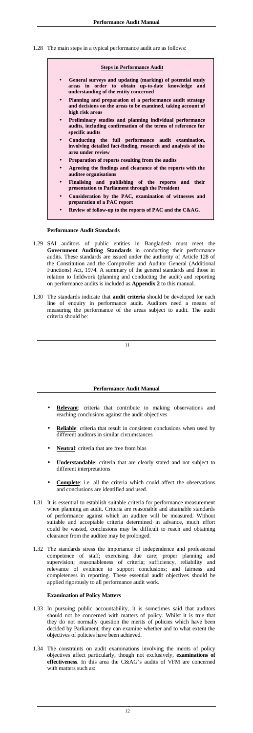1.28 The main steps in a typical performance audit are as follows:

**Steps in Performance Audit**

- **General surveys and updating (marking) of potential study areas in order to obtain up-to-date knowledge and understanding of the entity concerned**
- **Planning and preparation of a performance audit strategy and decisions on the areas to be examined, taking account of high risk areas**
- **Preliminary studies and planning individual performance audits, including confirmation of the terms of reference for specific audits**
- **Conducting the full performance audit examination, involving detailed fact-finding, research and analysis of the area under review**
- **Preparation of reports resulting from the audits**
- **Agreeing the findings and clearance of the reports with the auditee organisations**
- **Finalising and publishing of the reports and their presentation to Parliament through the President**
- **Consideration by the PAC, examination of witnesses and preparation of a PAC report**
- **Review of follow-up to the reports of PAC and the C&AG**.

**Performance Audit Standards**

1.29 SAI auditors of public entities in Bangladesh must meet the **Government Auditing Standards** in conducting their performance audits. These standards are issued under the authority of Article 128 of the Constitution and the Comptroller and Auditor General (Additional Functions) Act, 1974. A summary of the general standards and those in relation to fieldwork (planning and conducting the audit) and reporting on performance audits is included as **Appendix 2** to this manual.

1.30 The standards indicate that **audit criteria** should be developed for each line of enquiry in performance audit. Auditors need a means of measuring the performance of the areas subject to audit. The audit criteria should be:

- **Relevant**: criteria that contribute to making observations and reaching conclusions against the audit objectives
- **Reliable**: criteria that result in consistent conclusions when used by different auditors in similar circumstances
- **Neutral**: criteria that are free from bias
- **Understandable**: criteria that are clearly stated and not subject to different interpretations
- **Complete**: i.e. all the criteria which could affect the observations and conclusions are identified and used.

1.31 It is essential to establish suitable criteria for performance measurement when planning an audit. Criteria are reasonable and attainable standards of performance against which an auditee will be measured. Without suitable and acceptable criteria determined in advance, much effort could be wasted, conclusions may be difficult to reach and obtaining clearance from the auditee may be prolonged.

1.32 The standards stress the importance of independence and professional competence of staff; exercising due care; proper planning and supervision; reasonableness of criteria; sufficiency, reliability and relevance of evidence to support conclusions; and fairness and completeness in reporting. These essential audit objectives should be applied rigorously to all performance audit work.

**Examination of Policy Matters**

1.33 In pursuing public accountability, it is sometimes said that auditors should not be concerned with matters of policy. Whilst it is true that they do not normally question the merits of policies which have been decided by Parliament, they can examine whether and to what extent the objectives of policies have been achieved.

1.34 The constraints on audit examinations involving the merits of policy objectives affect particularly, though not exclusively, **examinations of effectiveness**. In this area the C&AG's audits of VFM are concerned with matters such as: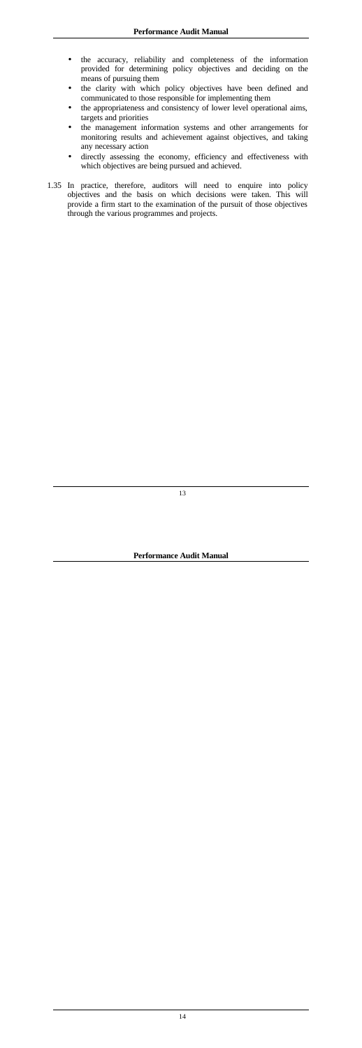- the accuracy, reliability and completeness of the information provided for determining policy objectives and deciding on the means of pursuing them
- the clarity with which policy objectives have been defined and communicated to those responsible for implementing them
- the appropriateness and consistency of lower level operational aims, targets and priorities
- the management information systems and other arrangements for monitoring results and achievement against objectives, and taking any necessary action
- directly assessing the economy, efficiency and effectiveness with which objectives are being pursued and achieved.

1.35 In practice, therefore, auditors will need to enquire into policy objectives and the basis on which decisions were taken. This will provide a firm start to the examination of the pursuit of those objectives through the various programmes and projects.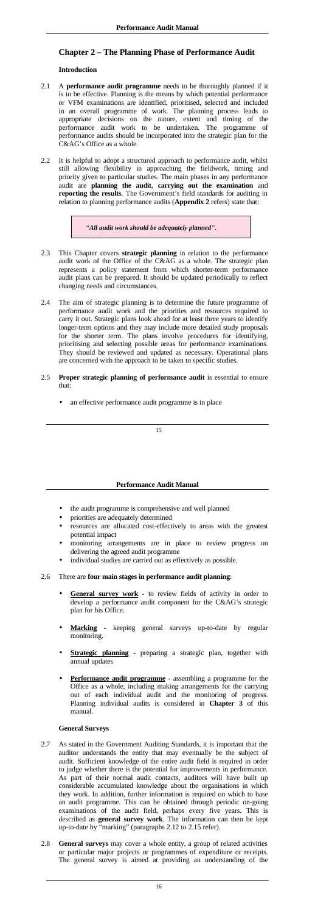## Chapter 2 – The Planning Phase of Performance Audit

### Introduction

2.1 A **performance audit programme** needs to be thoroughly planned if it is to be effective. Planning is the means by which potential performance or VFM examinations are identified, prioritised, selected and included in an overall programme of work. The planning process leads to appropriate decisions on the nature, extent and timing of the performance audit work to be undertaken. The programme of performance audits should be incorporated into the strategic plan for the C&AG's Office as a whole.

2.2 It is helpful to adopt a structured approach to performance audit, whilst still allowing flexibility in approaching the fieldwork, timing and priority given to particular studies. The main phases in any performance audit are **planning the audit**, **carrying out the examination** and **reporting the results**. The Government's field standards for auditing in relation to planning performance audits (**Appendix 2** refers) state that:

> *"**All audit work should be adequately planned**".*

2.3 This Chapter covers **strategic planning** in relation to the performance audit work of the Office of the C&AG as a whole. The strategic plan represents a policy statement from which shorter-term performance audit plans can be prepared. It should be updated periodically to reflect changing needs and circumstances.

2.4 The aim of strategic planning is to determine the future programme of performance audit work and the priorities and resources required to carry it out. Strategic plans look ahead for at least three years to identify longer-term options and they may include more detailed study proposals for the shorter term. The plans involve procedures for identifying, prioritising and selecting possible areas for performance examinations. They should be reviewed and updated as necessary. Operational plans are concerned with the approach to be taken to specific studies.

2.5 **Proper strategic planning of performance audit** is essential to ensure that:

- an effective performance audit programme is in place
- the audit programme is comprehensive and well planned
- priorities are adequately determined
- resources are allocated cost-effectively to areas with the greatest potential impact
- monitoring arrangements are in place to review progress on delivering the agreed audit programme
- individual studies are carried out as effectively as possible.

2.6 There are **four main stages in performance audit planning**:

- **General survey work** - to review fields of activity in order to develop a performance audit component for the C&AG's strategic plan for his Office.
- **Marking** - keeping general surveys up-to-date by regular monitoring.
- **Strategic planning** - preparing a strategic plan, together with annual updates
- **Performance audit programme** - assembling a programme for the Office as a whole, including making arrangements for the carrying out of each individual audit and the monitoring of progress. Planning individual audits is considered in **Chapter 3** of this manual.

### General Surveys

2.7 As stated in the Government Auditing Standards, it is important that the auditor understands the entity that may eventually be the subject of audit. Sufficient knowledge of the entire audit field is required in order to judge whether there is the potential for improvements in performance. As part of their normal audit contacts, auditors will have built up considerable accumulated knowledge about the organisations in which they work. In addition, further information is required on which to base an audit programme. This can be obtained through periodic on-going examinations of the audit field, perhaps every five years. This is described as **general survey work**. The information can then be kept up-to-date by "marking" (paragraphs 2.12 to 2.15 refer).

2.8 **General surveys** may cover a whole entity, a group of related activities or particular major projects or programmes of expenditure or receipts. The general survey is aimed at providing an understanding of the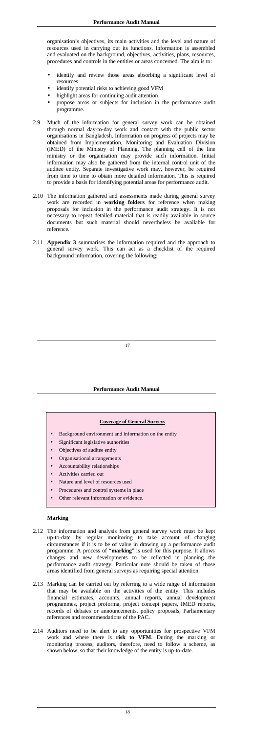organisation's objectives, its main activities and the level and nature of resources used in carrying out its functions. Information is assembled and evaluated on the background, objectives, activities, plans, resources, procedures and controls in the entities or areas concerned. The aim is to:

- identify and review those areas absorbing a significant level of resources
- identify potential risks to achieving good VFM
- highlight areas for continuing audit attention
- propose areas or subjects for inclusion in the performance audit programme.

2.9 Much of the information for general survey work can be obtained through normal day-to-day work and contact with the public sector organisations in Bangladesh. Information on progress of projects may be obtained from Implementation, Monitoring and Evaluation Division (IMED) of the Ministry of Planning. The planning cell of the line ministry or the organisation may provide such information. Initial information may also be gathered from the internal control unit of the auditee entity. Separate investigative work may, however, be required from time to time to obtain more detailed information. This is required to provide a basis for identifying potential areas for performance audit.

2.10 The information gathered and assessments made during general survey work are recorded in **working folders** for reference when making proposals for inclusion in the performance audit strategy. It is not necessary to repeat detailed material that is readily available in source documents but such material should nevertheless be available for reference.

2.11 **Appendix 3** summarises the information required and the approach to general survey work. This can act as a checklist of the required background information, covering the following:

**Coverage of General Surveys**

- Background environment and information on the entity
- Significant legislative authorities
- Objectives of auditee entity
- Organisational arrangements
- Accountability relationships
- Activities carried out
- Nature and level of resources used
- Procedures and control systems in place
- Other relevant information or evidence.

**Marking**

2.12 The information and analysis from general survey work must be kept up-to-date by regular monitoring to take account of changing circumstances if it is to be of value in drawing up a performance audit programme. A process of "**marking**" is used for this purpose. It allows changes and new developments to be reflected in planning the performance audit strategy. Particular note should be taken of those areas identified from general surveys as requiring special attention.

2.13 Marking can be carried out by referring to a wide range of information that may be available on the activities of the entity. This includes financial estimates, accounts, annual reports, annual development programmes, project proforma, project concept papers, IMED reports, records of debates or announcements, policy proposals, Parliamentary references and recommendations of the PAC.

2.14 Auditors need to be alert to any opportunities for prospective VFM work and where there is **risk to VFM**. During the marking or monitoring process, auditors, therefore, need to follow a scheme, as shown below, so that their knowledge of the entity is up-to-date.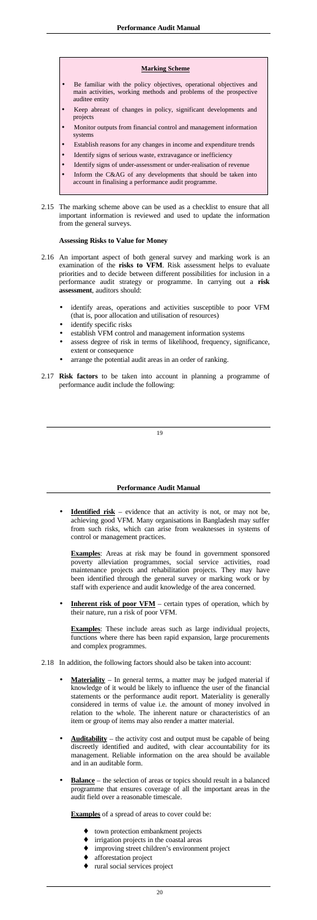**Marking Scheme**

- Be familiar with the policy objectives, operational objectives and main activities, working methods and problems of the prospective auditee entity
- Keep abreast of changes in policy, significant developments and projects
- Monitor outputs from financial control and management information systems
- Establish reasons for any changes in income and expenditure trends
- Identify signs of serious waste, extravagance or inefficiency
- Identify signs of under-assessment or under-realisation of revenue
- Inform the C&AG of any developments that should be taken into account in finalising a performance audit programme.

2.15 The marking scheme above can be used as a checklist to ensure that all important information is reviewed and used to update the information from the general surveys.

**Assessing Risks to Value for Money**

2.16 An important aspect of both general survey and marking work is an examination of the **risks to VFM**. Risk assessment helps to evaluate priorities and to decide between different possibilities for inclusion in a performance audit strategy or programme. In carrying out a **risk assessment**, auditors should:

- identify areas, operations and activities susceptible to poor VFM (that is, poor allocation and utilisation of resources)
- identify specific risks
- establish VFM control and management information systems
- assess degree of risk in terms of likelihood, frequency, significance, extent or consequence
- arrange the potential audit areas in an order of ranking.

2.17 **Risk factors** to be taken into account in planning a programme of performance audit include the following:

- **Identified risk** – evidence that an activity is not, or may not be, achieving good VFM. Many organisations in Bangladesh may suffer from such risks, which can arise from weaknesses in systems of control or management practices.

  **Examples**: Areas at risk may be found in government sponsored poverty alleviation programmes, social service activities, road maintenance projects and rehabilitation projects. They may have been identified through the general survey or marking work or by staff with experience and audit knowledge of the area concerned.

- **Inherent risk of poor VFM** – certain types of operation, which by their nature, run a risk of poor VFM.

  **Examples**: These include areas such as large individual projects, functions where there has been rapid expansion, large procurements and complex programmes.

2.18 In addition, the following factors should also be taken into account:

- **Materiality** – In general terms, a matter may be judged material if knowledge of it would be likely to influence the user of the financial statements or the performance audit report. Materiality is generally considered in terms of value i.e. the amount of money involved in relation to the whole. The inherent nature or characteristics of an item or group of items may also render a matter material.

- **Auditability** – the activity cost and output must be capable of being discreetly identified and audited, with clear accountability for its management. Reliable information on the area should be available and in an auditable form.

- **Balance** – the selection of areas or topics should result in a balanced programme that ensures coverage of all the important areas in the audit field over a reasonable timescale.

  **Examples** of a spread of areas to cover could be:

  - town protection embankment projects
  - irrigation projects in the coastal areas
  - improving street children's environment project
  - afforestation project
  - rural social services project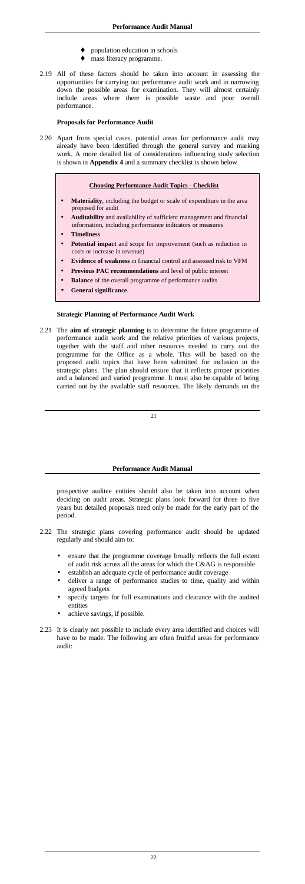- population education in schools
- mass literacy programme.

2.19 All of these factors should be taken into account in assessing the opportunities for carrying out performance audit work and in narrowing down the possible areas for examination. They will almost certainly include areas where there is possible waste and poor overall performance.

### Proposals for Performance Audit

2.20 Apart from special cases, potential areas for performance audit may already have been identified through the general survey and marking work. A more detailed list of considerations influencing study selection is shown in **Appendix 4** and a summary checklist is shown below.

> **Choosing Performance Audit Topics - Checklist**
>
> - **Materiality**, including the budget or scale of expenditure in the area proposed for audit
> - **Auditability** and availability of sufficient management and financial information, including performance indicators or measures
> - **Timeliness**
> - **Potential impact** and scope for improvement (such as reduction in costs or increase in revenue)
> - **Evidence of weakness** in financial control and assessed risk to VFM
> - **Previous PAC recommendations** and level of public interest
> - **Balance** of the overall programme of performance audits
> - **General significance**.

### Strategic Planning of Performance Audit Work

2.21 The **aim of strategic planning** is to determine the future programme of performance audit work and the relative priorities of various projects, together with the staff and other resources needed to carry out the programme for the Office as a whole. This will be based on the proposed audit topics that have been submitted for inclusion in the strategic plans. The plan should ensure that it reflects proper priorities and a balanced and varied programme. It must also be capable of being carried out by the available staff resources. The likely demands on the prospective auditee entities should also be taken into account when deciding on audit areas. Strategic plans look forward for three to five years but detailed proposals need only be made for the early part of the period.

2.22 The strategic plans covering performance audit should be updated regularly and should aim to:

- ensure that the programme coverage broadly reflects the full extent of audit risk across all the areas for which the C&AG is responsible
- establish an adequate cycle of performance audit coverage
- deliver a range of performance studies to time, quality and within agreed budgets
- specify targets for full examinations and clearance with the audited entities
- achieve savings, if possible.

2.23 It is clearly not possible to include every area identified and choices will have to be made. The following are often fruitful areas for performance audit: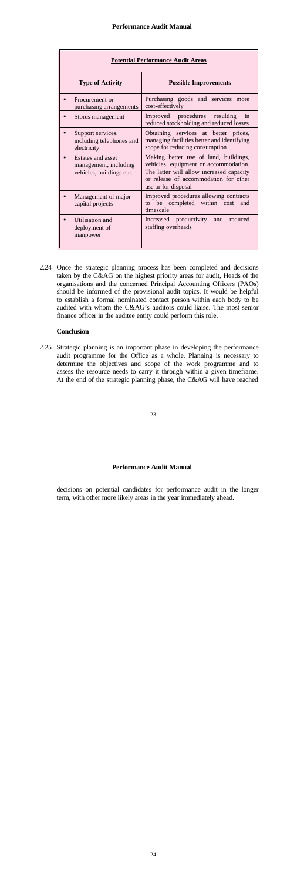| Potential Performance Audit Areas | |
|---|---|
| **Type of Activity** | **Possible Improvements** |
| • Procurement or purchasing arrangements | Purchasing goods and services more cost-effectively |
| • Stores management | Improved procedures resulting in reduced stockholding and reduced losses |
| • Support services, including telephones and electricity | Obtaining services at better prices, managing facilities better and identifying scope for reducing consumption |
| • Estates and asset management, including vehicles, buildings etc. | Making better use of land, buildings, vehicles, equipment or accommodation. The latter will allow increased capacity or release of accommodation for other use or for disposal |
| • Management of major capital projects | Improved procedures allowing contracts to be completed within cost and timescale |
| • Utilisation and deployment of manpower | Increased productivity and reduced staffing overheads |

2.24 Once the strategic planning process has been completed and decisions taken by the C&AG on the highest priority areas for audit, Heads of the organisations and the concerned Principal Accounting Officers (PAOs) should be informed of the provisional audit topics. It would be helpful to establish a formal nominated contact person within each body to be audited with whom the C&AG's auditors could liaise. The most senior finance officer in the auditee entity could perform this role.

**Conclusion**

2.25 Strategic planning is an important phase in developing the performance audit programme for the Office as a whole. Planning is necessary to determine the objectives and scope of the work programme and to assess the resource needs to carry it through within a given timeframe. At the end of the strategic planning phase, the C&AG will have reached decisions on potential candidates for performance audit in the longer term, with other more likely areas in the year immediately ahead.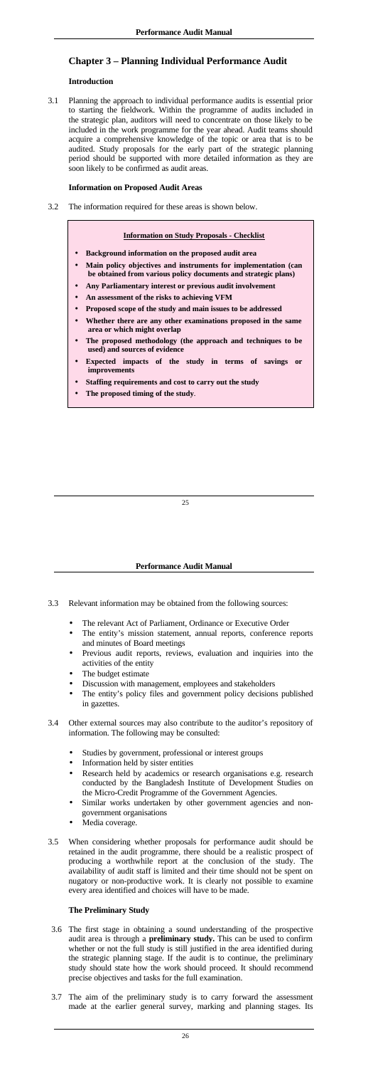## Chapter 3 – Planning Individual Performance Audit

### Introduction

3.1 Planning the approach to individual performance audits is essential prior to starting the fieldwork. Within the programme of audits included in the strategic plan, auditors will need to concentrate on those likely to be included in the work programme for the year ahead. Audit teams should acquire a comprehensive knowledge of the topic or area that is to be audited. Study proposals for the early part of the strategic planning period should be supported with more detailed information as they are soon likely to be confirmed as audit areas.

### Information on Proposed Audit Areas

3.2 The information required for these areas is shown below.

> **Information on Study Proposals - Checklist**
>
> - **Background information on the proposed audit area**
> - **Main policy objectives and instruments for implementation (can be obtained from various policy documents and strategic plans)**
> - **Any Parliamentary interest or previous audit involvement**
> - **An assessment of the risks to achieving VFM**
> - **Proposed scope of the study and main issues to be addressed**
> - **Whether there are any other examinations proposed in the same area or which might overlap**
> - **The proposed methodology (the approach and techniques to be used) and sources of evidence**
> - **Expected impacts of the study in terms of savings or improvements**
> - **Staffing requirements and cost to carry out the study**
> - **The proposed timing of the study**.

3.3 Relevant information may be obtained from the following sources:

- The relevant Act of Parliament, Ordinance or Executive Order
- The entity's mission statement, annual reports, conference reports and minutes of Board meetings
- Previous audit reports, reviews, evaluation and inquiries into the activities of the entity
- The budget estimate
- Discussion with management, employees and stakeholders
- The entity's policy files and government policy decisions published in gazettes.

3.4 Other external sources may also contribute to the auditor's repository of information. The following may be consulted:

- Studies by government, professional or interest groups
- Information held by sister entities
- Research held by academics or research organisations e.g. research conducted by the Bangladesh Institute of Development Studies on the Micro-Credit Programme of the Government Agencies.
- Similar works undertaken by other government agencies and non-government organisations
- Media coverage.

3.5 When considering whether proposals for performance audit should be retained in the audit programme, there should be a realistic prospect of producing a worthwhile report at the conclusion of the study. The availability of audit staff is limited and their time should not be spent on nugatory or non-productive work. It is clearly not possible to examine every area identified and choices will have to be made.

### The Preliminary Study

3.6 The first stage in obtaining a sound understanding of the prospective audit area is through a **preliminary study.** This can be used to confirm whether or not the full study is still justified in the area identified during the strategic planning stage. If the audit is to continue, the preliminary study should state how the work should proceed. It should recommend precise objectives and tasks for the full examination.

3.7 The aim of the preliminary study is to carry forward the assessment made at the earlier general survey, marking and planning stages. Its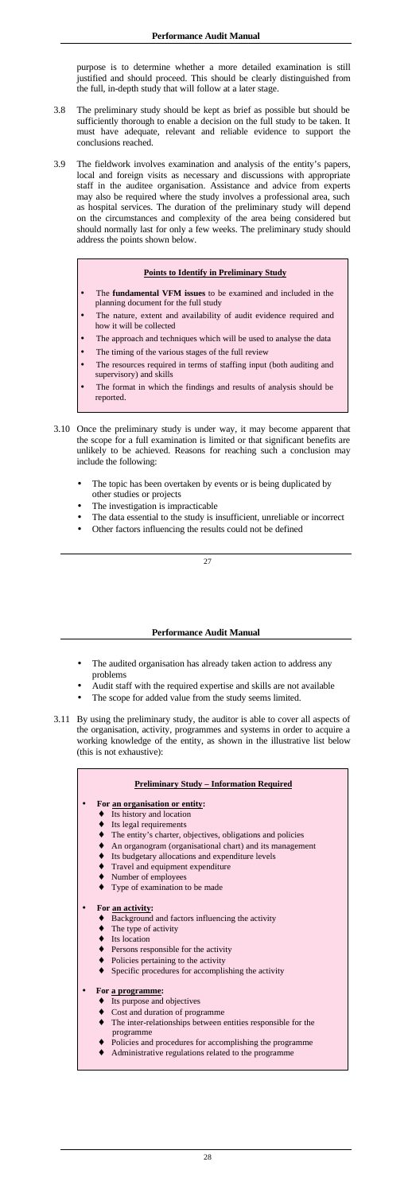purpose is to determine whether a more detailed examination is still justified and should proceed. This should be clearly distinguished from the full, in-depth study that will follow at a later stage.

3.8 The preliminary study should be kept as brief as possible but should be sufficiently thorough to enable a decision on the full study to be taken. It must have adequate, relevant and reliable evidence to support the conclusions reached.

3.9 The fieldwork involves examination and analysis of the entity's papers, local and foreign visits as necessary and discussions with appropriate staff in the auditee organisation. Assistance and advice from experts may also be required where the study involves a professional area, such as hospital services. The duration of the preliminary study will depend on the circumstances and complexity of the area being considered but should normally last for only a few weeks. The preliminary study should address the points shown below.

**Points to Identify in Preliminary Study**

- The **fundamental VFM issues** to be examined and included in the planning document for the full study
- The nature, extent and availability of audit evidence required and how it will be collected
- The approach and techniques which will be used to analyse the data
- The timing of the various stages of the full review
- The resources required in terms of staffing input (both auditing and supervisory) and skills
- The format in which the findings and results of analysis should be reported.

3.10 Once the preliminary study is under way, it may become apparent that the scope for a full examination is limited or that significant benefits are unlikely to be achieved. Reasons for reaching such a conclusion may include the following:

- The topic has been overtaken by events or is being duplicated by other studies or projects
- The investigation is impracticable
- The data essential to the study is insufficient, unreliable or incorrect
- Other factors influencing the results could not be defined
- The audited organisation has already taken action to address any problems
- Audit staff with the required expertise and skills are not available
- The scope for added value from the study seems limited.

3.11 By using the preliminary study, the auditor is able to cover all aspects of the organisation, activity, programmes and systems in order to acquire a working knowledge of the entity, as shown in the illustrative list below (this is not exhaustive):

**Preliminary Study – Information Required**

- **For an organisation or entity:**
  - Its history and location
  - Its legal requirements
  - The entity's charter, objectives, obligations and policies
  - An organogram (organisational chart) and its management
  - Its budgetary allocations and expenditure levels
  - Travel and equipment expenditure
  - Number of employees
  - Type of examination to be made
- **For an activity:**
  - Background and factors influencing the activity
  - The type of activity
  - Its location
  - Persons responsible for the activity
  - Policies pertaining to the activity
  - Specific procedures for accomplishing the activity
- **For a programme:**
  - Its purpose and objectives
  - Cost and duration of programme
  - The inter-relationships between entities responsible for the programme
  - Policies and procedures for accomplishing the programme
  - Administrative regulations related to the programme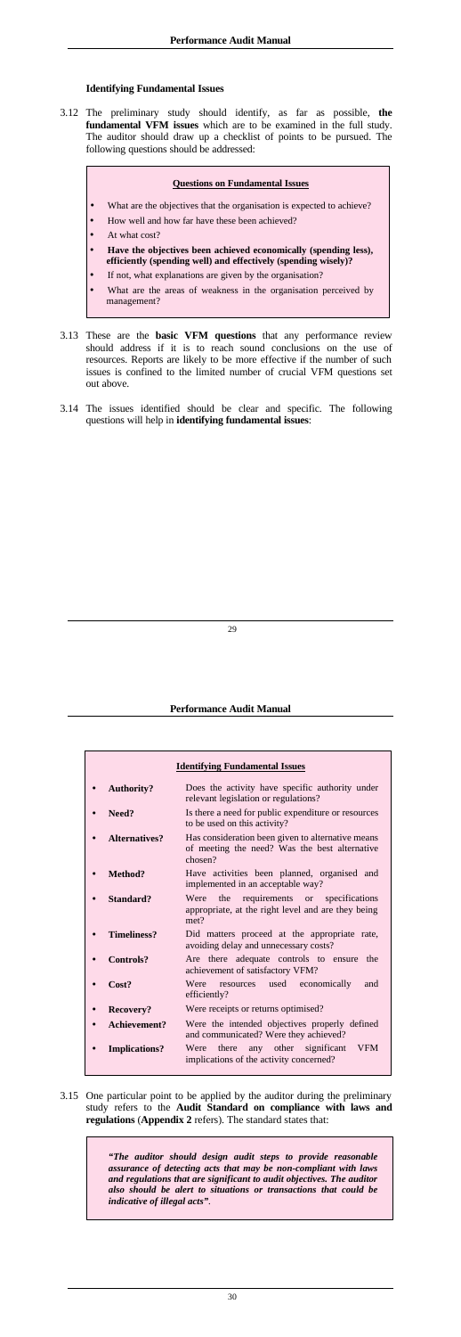### Identifying Fundamental Issues

3.12 The preliminary study should identify, as far as possible, **the fundamental VFM issues** which are to be examined in the full study. The auditor should draw up a checklist of points to be pursued. The following questions should be addressed:

> **Questions on Fundamental Issues**
>
> - What are the objectives that the organisation is expected to achieve?
> - How well and how far have these been achieved?
> - At what cost?
> - **Have the objectives been achieved economically (spending less), efficiently (spending well) and effectively (spending wisely)?**
> - If not, what explanations are given by the organisation?
> - What are the areas of weakness in the organisation perceived by management?

3.13 These are the **basic VFM questions** that any performance review should address if it is to reach sound conclusions on the use of resources. Reports are likely to be more effective if the number of such issues is confined to the limited number of crucial VFM questions set out above.

3.14 The issues identified should be clear and specific. The following questions will help in **identifying fundamental issues**:

**Identifying Fundamental Issues**

| | |
|---|---|
| • **Authority?** | Does the activity have specific authority under relevant legislation or regulations? |
| • **Need?** | Is there a need for public expenditure or resources to be used on this activity? |
| • **Alternatives?** | Has consideration been given to alternative means of meeting the need? Was the best alternative chosen? |
| • **Method?** | Have activities been planned, organised and implemented in an acceptable way? |
| • **Standard?** | Were the requirements or specifications appropriate, at the right level and are they being met? |
| • **Timeliness?** | Did matters proceed at the appropriate rate, avoiding delay and unnecessary costs? |
| • **Controls?** | Are there adequate controls to ensure the achievement of satisfactory VFM? |
| • **Cost?** | Were resources used economically and efficiently? |
| • **Recovery?** | Were receipts or returns optimised? |
| • **Achievement?** | Were the intended objectives properly defined and communicated? Were they achieved? |
| • **Implications?** | Were there any other significant VFM implications of the activity concerned? |

3.15 One particular point to be applied by the auditor during the preliminary study refers to the **Audit Standard on compliance with laws and regulations** (**Appendix 2** refers). The standard states that:

> ***"The auditor should design audit steps to provide reasonable assurance of detecting acts that may be non-compliant with laws and regulations that are significant to audit objectives. The auditor also should be alert to situations or transactions that could be indicative of illegal acts"*.**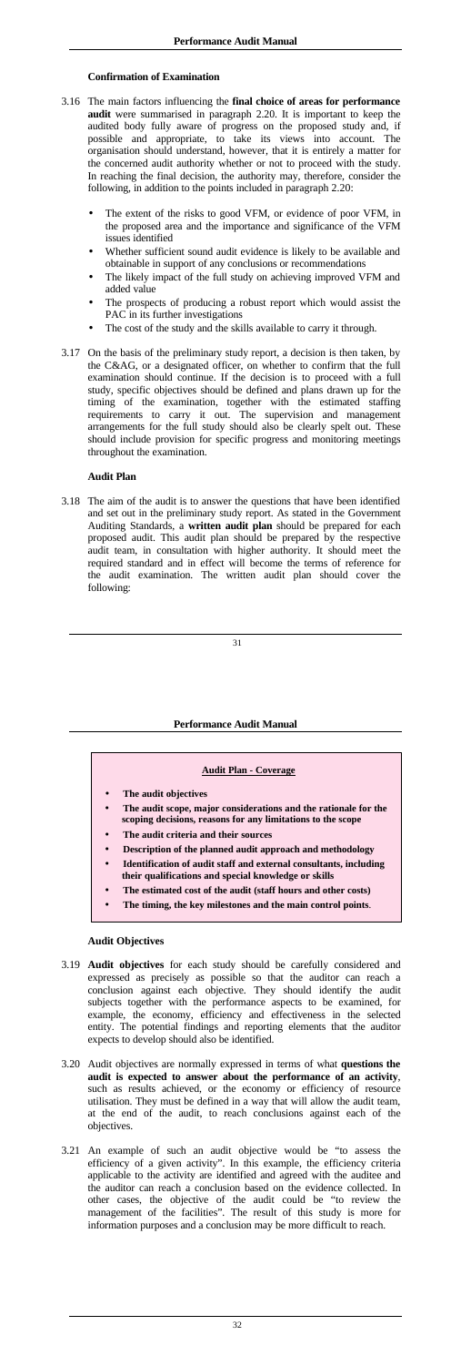### Confirmation of Examination

3.16 The main factors influencing the **final choice of areas for performance audit** were summarised in paragraph 2.20. It is important to keep the audited body fully aware of progress on the proposed study and, if possible and appropriate, to take its views into account. The organisation should understand, however, that it is entirely a matter for the concerned audit authority whether or not to proceed with the study. In reaching the final decision, the authority may, therefore, consider the following, in addition to the points included in paragraph 2.20:

- The extent of the risks to good VFM, or evidence of poor VFM, in the proposed area and the importance and significance of the VFM issues identified
- Whether sufficient sound audit evidence is likely to be available and obtainable in support of any conclusions or recommendations
- The likely impact of the full study on achieving improved VFM and added value
- The prospects of producing a robust report which would assist the PAC in its further investigations
- The cost of the study and the skills available to carry it through.

3.17 On the basis of the preliminary study report, a decision is then taken, by the C&AG, or a designated officer, on whether to confirm that the full examination should continue. If the decision is to proceed with a full study, specific objectives should be defined and plans drawn up for the timing of the examination, together with the estimated staffing requirements to carry it out. The supervision and management arrangements for the full study should also be clearly spelt out. These should include provision for specific progress and monitoring meetings throughout the examination.

### Audit Plan

3.18 The aim of the audit is to answer the questions that have been identified and set out in the preliminary study report. As stated in the Government Auditing Standards, a **written audit plan** should be prepared for each proposed audit. This audit plan should be prepared by the respective audit team, in consultation with higher authority. It should meet the required standard and in effect will become the terms of reference for the audit examination. The written audit plan should cover the following:

**Audit Plan - Coverage**

- **The audit objectives**
- **The audit scope, major considerations and the rationale for the scoping decisions, reasons for any limitations to the scope**
- **The audit criteria and their sources**
- **Description of the planned audit approach and methodology**
- **Identification of audit staff and external consultants, including their qualifications and special knowledge or skills**
- **The estimated cost of the audit (staff hours and other costs)**
- **The timing, the key milestones and the main control points**.

### Audit Objectives

3.19 **Audit objectives** for each study should be carefully considered and expressed as precisely as possible so that the auditor can reach a conclusion against each objective. They should identify the audit subjects together with the performance aspects to be examined, for example, the economy, efficiency and effectiveness in the selected entity. The potential findings and reporting elements that the auditor expects to develop should also be identified.

3.20 Audit objectives are normally expressed in terms of what **questions the audit is expected to answer about the performance of an activity**, such as results achieved, or the economy or efficiency of resource utilisation. They must be defined in a way that will allow the audit team, at the end of the audit, to reach conclusions against each of the objectives.

3.21 An example of such an audit objective would be "to assess the efficiency of a given activity". In this example, the efficiency criteria applicable to the activity are identified and agreed with the auditee and the auditor can reach a conclusion based on the evidence collected. In other cases, the objective of the audit could be "to review the management of the facilities". The result of this study is more for information purposes and a conclusion may be more difficult to reach.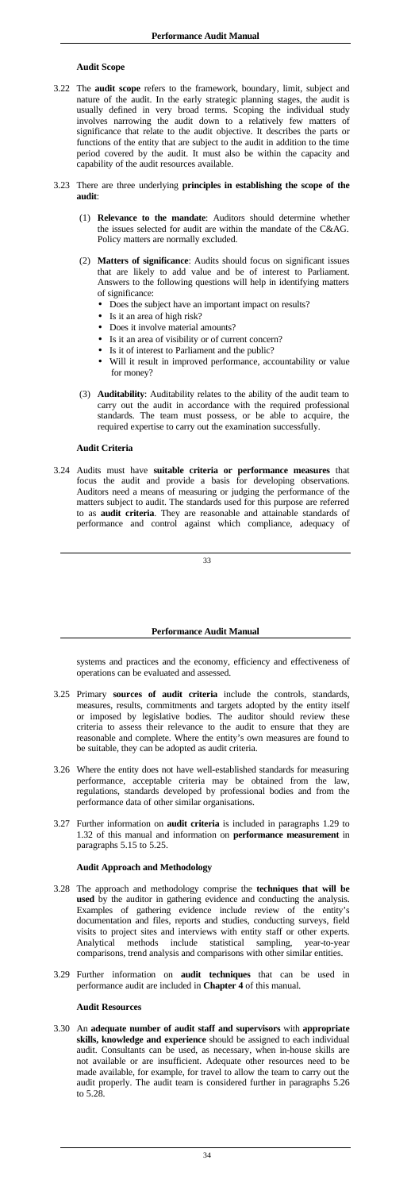### Audit Scope

3.22 The **audit scope** refers to the framework, boundary, limit, subject and nature of the audit. In the early strategic planning stages, the audit is usually defined in very broad terms. Scoping the individual study involves narrowing the audit down to a relatively few matters of significance that relate to the audit objective. It describes the parts or functions of the entity that are subject to the audit in addition to the time period covered by the audit. It must also be within the capacity and capability of the audit resources available.

3.23 There are three underlying **principles in establishing the scope of the audit**:

(1) **Relevance to the mandate**: Auditors should determine whether the issues selected for audit are within the mandate of the C&AG. Policy matters are normally excluded.

(2) **Matters of significance**: Audits should focus on significant issues that are likely to add value and be of interest to Parliament. Answers to the following questions will help in identifying matters of significance:

- Does the subject have an important impact on results?
- Is it an area of high risk?
- Does it involve material amounts?
- Is it an area of visibility or of current concern?
- Is it of interest to Parliament and the public?
- Will it result in improved performance, accountability or value for money?

(3) **Auditability**: Auditability relates to the ability of the audit team to carry out the audit in accordance with the required professional standards. The team must possess, or be able to acquire, the required expertise to carry out the examination successfully.

### Audit Criteria

3.24 Audits must have **suitable criteria or performance measures** that focus the audit and provide a basis for developing observations. Auditors need a means of measuring or judging the performance of the matters subject to audit. The standards used for this purpose are referred to as **audit criteria**. They are reasonable and attainable standards of performance and control against which compliance, adequacy of systems and practices and the economy, efficiency and effectiveness of operations can be evaluated and assessed.

3.25 Primary **sources of audit criteria** include the controls, standards, measures, results, commitments and targets adopted by the entity itself or imposed by legislative bodies. The auditor should review these criteria to assess their relevance to the audit to ensure that they are reasonable and complete. Where the entity's own measures are found to be suitable, they can be adopted as audit criteria.

3.26 Where the entity does not have well-established standards for measuring performance, acceptable criteria may be obtained from the law, regulations, standards developed by professional bodies and from the performance data of other similar organisations.

3.27 Further information on **audit criteria** is included in paragraphs 1.29 to 1.32 of this manual and information on **performance measurement** in paragraphs 5.15 to 5.25.

### Audit Approach and Methodology

3.28 The approach and methodology comprise the **techniques that will be used** by the auditor in gathering evidence and conducting the analysis. Examples of gathering evidence include review of the entity's documentation and files, reports and studies, conducting surveys, field visits to project sites and interviews with entity staff or other experts. Analytical methods include statistical sampling, year-to-year comparisons, trend analysis and comparisons with other similar entities.

3.29 Further information on **audit techniques** that can be used in performance audit are included in **Chapter 4** of this manual.

### Audit Resources

3.30 An **adequate number of audit staff and supervisors** with **appropriate skills, knowledge and experience** should be assigned to each individual audit. Consultants can be used, as necessary, when in-house skills are not available or are insufficient. Adequate other resources need to be made available, for example, for travel to allow the team to carry out the audit properly. The audit team is considered further in paragraphs 5.26 to 5.28.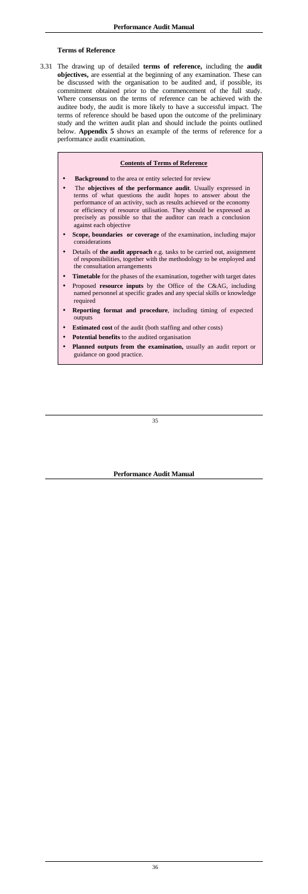### Terms of Reference

3.31 The drawing up of detailed **terms of reference,** including the **audit objectives,** are essential at the beginning of any examination. These can be discussed with the organisation to be audited and, if possible, its commitment obtained prior to the commencement of the full study. Where consensus on the terms of reference can be achieved with the auditee body, the audit is more likely to have a successful impact. The terms of reference should be based upon the outcome of the preliminary study and the written audit plan and should include the points outlined below. **Appendix 5** shows an example of the terms of reference for a performance audit examination.

**Contents of Terms of Reference**

- **Background** to the area or entity selected for review
- The **objectives of the performance audit**. Usually expressed in terms of what questions the audit hopes to answer about the performance of an activity, such as results achieved or the economy or efficiency of resource utilisation. They should be expressed as precisely as possible so that the auditor can reach a conclusion against each objective
- **Scope, boundaries or coverage** of the examination, including major considerations
- Details of **the audit approach** e.g. tasks to be carried out, assignment of responsibilities, together with the methodology to be employed and the consultation arrangements
- **Timetable** for the phases of the examination, together with target dates
- Proposed **resource inputs** by the Office of the C&AG, including named personnel at specific grades and any special skills or knowledge required
- **Reporting format and procedure**, including timing of expected outputs
- **Estimated cost** of the audit (both staffing and other costs)
- **Potential benefits** to the audited organisation
- **Planned outputs from the examination,** usually an audit report or guidance on good practice.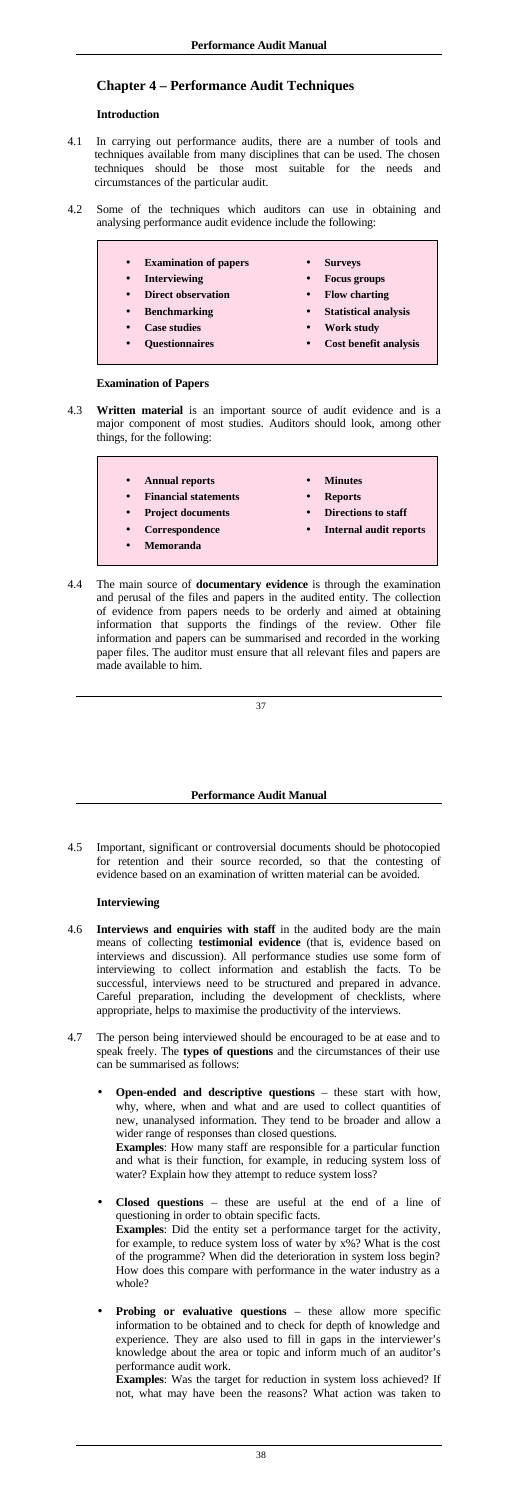## Chapter 4 – Performance Audit Techniques

### Introduction

4.1 In carrying out performance audits, there are a number of tools and techniques available from many disciplines that can be used. The chosen techniques should be those most suitable for the needs and circumstances of the particular audit.

4.2 Some of the techniques which auditors can use in obtaining and analysing performance audit evidence include the following:

- **Examination of papers**
- **Interviewing**
- **Direct observation**
- **Benchmarking**
- **Case studies**
- **Questionnaires**
- **Surveys**
- **Focus groups**
- **Flow charting**
- **Statistical analysis**
- **Work study**
- **Cost benefit analysis**

### Examination of Papers

4.3 **Written material** is an important source of audit evidence and is a major component of most studies. Auditors should look, among other things, for the following:

- **Annual reports**
- **Financial statements**
- **Project documents**
- **Correspondence**
- **Memoranda**
- **Minutes**
- **Reports**
- **Directions to staff**
- **Internal audit reports**

4.4 The main source of **documentary evidence** is through the examination and perusal of the files and papers in the audited entity. The collection of evidence from papers needs to be orderly and aimed at obtaining information that supports the findings of the review. Other file information and papers can be summarised and recorded in the working paper files. The auditor must ensure that all relevant files and papers are made available to him.

4.5 Important, significant or controversial documents should be photocopied for retention and their source recorded, so that the contesting of evidence based on an examination of written material can be avoided.

### Interviewing

4.6 **Interviews and enquiries with staff** in the audited body are the main means of collecting **testimonial evidence** (that is, evidence based on interviews and discussion). All performance studies use some form of interviewing to collect information and establish the facts. To be successful, interviews need to be structured and prepared in advance. Careful preparation, including the development of checklists, where appropriate, helps to maximise the productivity of the interviews.

4.7 The person being interviewed should be encouraged to be at ease and to speak freely. The **types of questions** and the circumstances of their use can be summarised as follows:

- **Open-ended and descriptive questions** – these start with how, why, where, when and what and are used to collect quantities of new, unanalysed information. They tend to be broader and allow a wider range of responses than closed questions.
  **Examples**: How many staff are responsible for a particular function and what is their function, for example, in reducing system loss of water? Explain how they attempt to reduce system loss?

- **Closed questions** – these are useful at the end of a line of questioning in order to obtain specific facts.
  **Examples**: Did the entity set a performance target for the activity, for example, to reduce system loss of water by x%? What is the cost of the programme? When did the deterioration in system loss begin? How does this compare with performance in the water industry as a whole?

- **Probing or evaluative questions** – these allow more specific information to be obtained and to check for depth of knowledge and experience. They are also used to fill in gaps in the interviewer's knowledge about the area or topic and inform much of an auditor's performance audit work.
  **Examples**: Was the target for reduction in system loss achieved? If not, what may have been the reasons? What action was taken to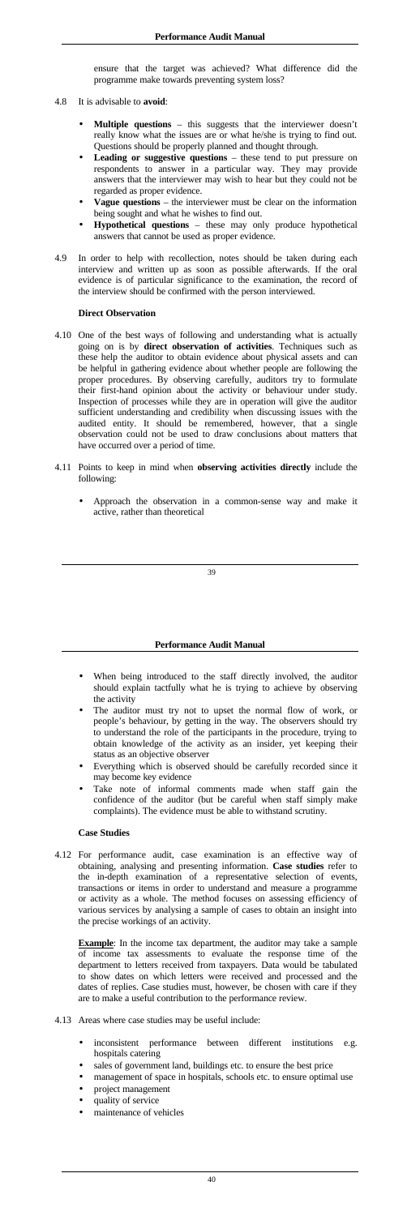ensure that the target was achieved? What difference did the programme make towards preventing system loss?

4.8 It is advisable to **avoid**:

- **Multiple questions** – this suggests that the interviewer doesn't really know what the issues are or what he/she is trying to find out. Questions should be properly planned and thought through.
- **Leading or suggestive questions** – these tend to put pressure on respondents to answer in a particular way. They may provide answers that the interviewer may wish to hear but they could not be regarded as proper evidence.
- **Vague questions** – the interviewer must be clear on the information being sought and what he wishes to find out.
- **Hypothetical questions** – these may only produce hypothetical answers that cannot be used as proper evidence.

4.9 In order to help with recollection, notes should be taken during each interview and written up as soon as possible afterwards. If the oral evidence is of particular significance to the examination, the record of the interview should be confirmed with the person interviewed.

**Direct Observation**

4.10 One of the best ways of following and understanding what is actually going on is by **direct observation of activities**. Techniques such as these help the auditor to obtain evidence about physical assets and can be helpful in gathering evidence about whether people are following the proper procedures. By observing carefully, auditors try to formulate their first-hand opinion about the activity or behaviour under study. Inspection of processes while they are in operation will give the auditor sufficient understanding and credibility when discussing issues with the audited entity. It should be remembered, however, that a single observation could not be used to draw conclusions about matters that have occurred over a period of time.

4.11 Points to keep in mind when **observing activities directly** include the following:

- Approach the observation in a common-sense way and make it active, rather than theoretical
- When being introduced to the staff directly involved, the auditor should explain tactfully what he is trying to achieve by observing the activity
- The auditor must try not to upset the normal flow of work, or people's behaviour, by getting in the way. The observers should try to understand the role of the participants in the procedure, trying to obtain knowledge of the activity as an insider, yet keeping their status as an objective observer
- Everything which is observed should be carefully recorded since it may become key evidence
- Take note of informal comments made when staff gain the confidence of the auditor (but be careful when staff simply make complaints). The evidence must be able to withstand scrutiny.

**Case Studies**

4.12 For performance audit, case examination is an effective way of obtaining, analysing and presenting information. **Case studies** refer to the in-depth examination of a representative selection of events, transactions or items in order to understand and measure a programme or activity as a whole. The method focuses on assessing efficiency of various services by analysing a sample of cases to obtain an insight into the precise workings of an activity.

<u>**Example**</u>: In the income tax department, the auditor may take a sample of income tax assessments to evaluate the response time of the department to letters received from taxpayers. Data would be tabulated to show dates on which letters were received and processed and the dates of replies. Case studies must, however, be chosen with care if they are to make a useful contribution to the performance review.

4.13 Areas where case studies may be useful include:

- inconsistent performance between different institutions e.g. hospitals catering
- sales of government land, buildings etc. to ensure the best price
- management of space in hospitals, schools etc. to ensure optimal use
- project management
- quality of service
- maintenance of vehicles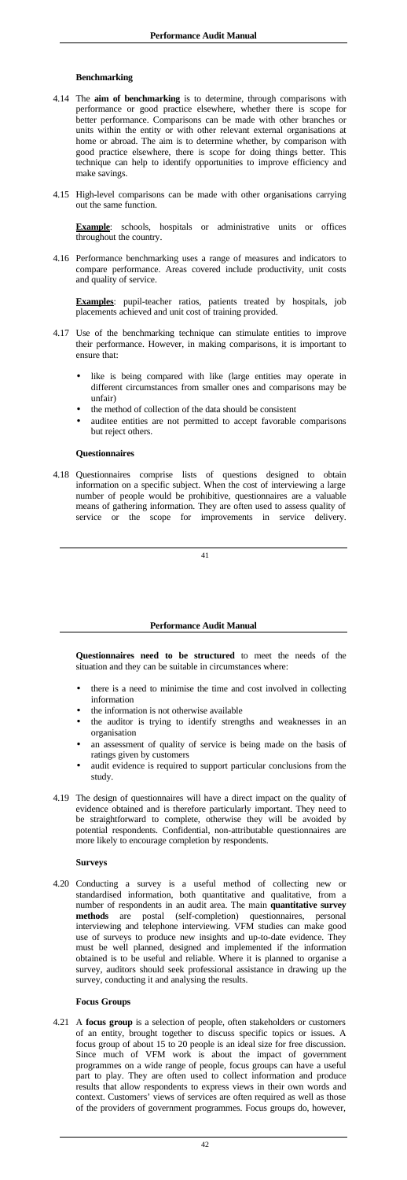### Benchmarking

4.14 The **aim of benchmarking** is to determine, through comparisons with performance or good practice elsewhere, whether there is scope for better performance. Comparisons can be made with other branches or units within the entity or with other relevant external organisations at home or abroad. The aim is to determine whether, by comparison with good practice elsewhere, there is scope for doing things better. This technique can help to identify opportunities to improve efficiency and make savings.

4.15 High-level comparisons can be made with other organisations carrying out the same function.

**Example**: schools, hospitals or administrative units or offices throughout the country.

4.16 Performance benchmarking uses a range of measures and indicators to compare performance. Areas covered include productivity, unit costs and quality of service.

**Examples**: pupil-teacher ratios, patients treated by hospitals, job placements achieved and unit cost of training provided.

4.17 Use of the benchmarking technique can stimulate entities to improve their performance. However, in making comparisons, it is important to ensure that:

- like is being compared with like (large entities may operate in different circumstances from smaller ones and comparisons may be unfair)
- the method of collection of the data should be consistent
- auditee entities are not permitted to accept favorable comparisons but reject others.

### Questionnaires

4.18 Questionnaires comprise lists of questions designed to obtain information on a specific subject. When the cost of interviewing a large number of people would be prohibitive, questionnaires are a valuable means of gathering information. They are often used to assess quality of service or the scope for improvements in service delivery.

**Questionnaires need to be structured** to meet the needs of the situation and they can be suitable in circumstances where:

- there is a need to minimise the time and cost involved in collecting information
- the information is not otherwise available
- the auditor is trying to identify strengths and weaknesses in an organisation
- an assessment of quality of service is being made on the basis of ratings given by customers
- audit evidence is required to support particular conclusions from the study.

4.19 The design of questionnaires will have a direct impact on the quality of evidence obtained and is therefore particularly important. They need to be straightforward to complete, otherwise they will be avoided by potential respondents. Confidential, non-attributable questionnaires are more likely to encourage completion by respondents.

### Surveys

4.20 Conducting a survey is a useful method of collecting new or standardised information, both quantitative and qualitative, from a number of respondents in an audit area. The main **quantitative survey methods** are postal (self-completion) questionnaires, personal interviewing and telephone interviewing. VFM studies can make good use of surveys to produce new insights and up-to-date evidence. They must be well planned, designed and implemented if the information obtained is to be useful and reliable. Where it is planned to organise a survey, auditors should seek professional assistance in drawing up the survey, conducting it and analysing the results.

### Focus Groups

4.21 A **focus group** is a selection of people, often stakeholders or customers of an entity, brought together to discuss specific topics or issues. A focus group of about 15 to 20 people is an ideal size for free discussion. Since much of VFM work is about the impact of government programmes on a wide range of people, focus groups can have a useful part to play. They are often used to collect information and produce results that allow respondents to express views in their own words and context. Customers' views of services are often required as well as those of the providers of government programmes. Focus groups do, however,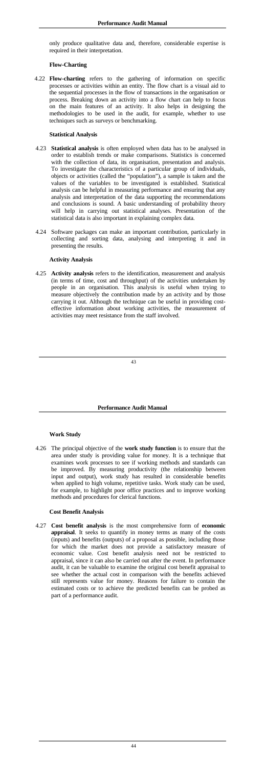only produce qualitative data and, therefore, considerable expertise is required in their interpretation.

### Flow-Charting

4.22 **Flow-charting** refers to the gathering of information on specific processes or activities within an entity. The flow chart is a visual aid to the sequential processes in the flow of transactions in the organisation or process. Breaking down an activity into a flow chart can help to focus on the main features of an activity. It also helps in designing the methodologies to be used in the audit, for example, whether to use techniques such as surveys or benchmarking.

### Statistical Analysis

4.23 **Statistical analysis** is often employed when data has to be analysed in order to establish trends or make comparisons. Statistics is concerned with the collection of data, its organisation, presentation and analysis. To investigate the characteristics of a particular group of individuals, objects or activities (called the "population"), a sample is taken and the values of the variables to be investigated is established. Statistical analysis can be helpful in measuring performance and ensuring that any analysis and interpretation of the data supporting the recommendations and conclusions is sound. A basic understanding of probability theory will help in carrying out statistical analyses. Presentation of the statistical data is also important in explaining complex data.

4.24 Software packages can make an important contribution, particularly in collecting and sorting data, analysing and interpreting it and in presenting the results.

### Activity Analysis

4.25 **Activity analysis** refers to the identification, measurement and analysis (in terms of time, cost and throughput) of the activities undertaken by people in an organisation. This analysis is useful when trying to measure objectively the contribution made by an activity and by those carrying it out. Although the technique can be useful in providing cost-effective information about working activities, the measurement of activities may meet resistance from the staff involved.

### Work Study

4.26 The principal objective of the **work study function** is to ensure that the area under study is providing value for money. It is a technique that examines work processes to see if working methods and standards can be improved. By measuring productivity (the relationship between input and output), work study has resulted in considerable benefits when applied to high volume, repetitive tasks. Work study can be used, for example, to highlight poor office practices and to improve working methods and procedures for clerical functions.

### Cost Benefit Analysis

4.27 **Cost benefit analysis** is the most comprehensive form of **economic appraisal**. It seeks to quantify in money terms as many of the costs (inputs) and benefits (outputs) of a proposal as possible, including those for which the market does not provide a satisfactory measure of economic value. Cost benefit analysis need not be restricted to appraisal, since it can also be carried out after the event. In performance audit, it can be valuable to examine the original cost benefit appraisal to see whether the actual cost in comparison with the benefits achieved still represents value for money. Reasons for failure to contain the estimated costs or to achieve the predicted benefits can be probed as part of a performance audit.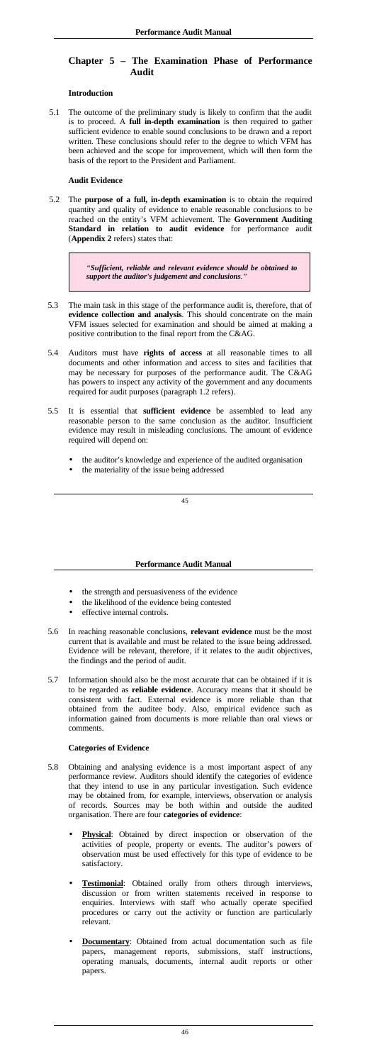## Chapter 5 – The Examination Phase of Performance Audit

### Introduction

5.1 The outcome of the preliminary study is likely to confirm that the audit is to proceed. A **full in-depth examination** is then required to gather sufficient evidence to enable sound conclusions to be drawn and a report written. These conclusions should refer to the degree to which VFM has been achieved and the scope for improvement, which will then form the basis of the report to the President and Parliament.

### Audit Evidence

5.2 The **purpose of a full, in-depth examination** is to obtain the required quantity and quality of evidence to enable reasonable conclusions to be reached on the entity's VFM achievement. The **Government Auditing Standard in relation to audit evidence** for performance audit (**Appendix 2** refers) states that:

> ***"Sufficient, reliable and relevant evidence should be obtained to support the auditor's judgement and conclusions."***

5.3 The main task in this stage of the performance audit is, therefore, that of **evidence collection and analysis**. This should concentrate on the main VFM issues selected for examination and should be aimed at making a positive contribution to the final report from the C&AG.

5.4 Auditors must have **rights of access** at all reasonable times to all documents and other information and access to sites and facilities that may be necessary for purposes of the performance audit. The C&AG has powers to inspect any activity of the government and any documents required for audit purposes (paragraph 1.2 refers).

5.5 It is essential that **sufficient evidence** be assembled to lead any reasonable person to the same conclusion as the auditor. Insufficient evidence may result in misleading conclusions. The amount of evidence required will depend on:

- the auditor's knowledge and experience of the audited organisation
- the materiality of the issue being addressed
- the strength and persuasiveness of the evidence
- the likelihood of the evidence being contested
- effective internal controls.

5.6 In reaching reasonable conclusions, **relevant evidence** must be the most current that is available and must be related to the issue being addressed. Evidence will be relevant, therefore, if it relates to the audit objectives, the findings and the period of audit.

5.7 Information should also be the most accurate that can be obtained if it is to be regarded as **reliable evidence**. Accuracy means that it should be consistent with fact. External evidence is more reliable than that obtained from the auditee body. Also, empirical evidence such as information gained from documents is more reliable than oral views or comments.

### Categories of Evidence

5.8 Obtaining and analysing evidence is a most important aspect of any performance review. Auditors should identify the categories of evidence that they intend to use in any particular investigation. Such evidence may be obtained from, for example, interviews, observation or analysis of records. Sources may be both within and outside the audited organisation. There are four **categories of evidence**:

- **Physical**: Obtained by direct inspection or observation of the activities of people, property or events. The auditor's powers of observation must be used effectively for this type of evidence to be satisfactory.
- **Testimonial**: Obtained orally from others through interviews, discussion or from written statements received in response to enquiries. Interviews with staff who actually operate specified procedures or carry out the activity or function are particularly relevant.
- **Documentary**: Obtained from actual documentation such as file papers, management reports, submissions, staff instructions, operating manuals, documents, internal audit reports or other papers.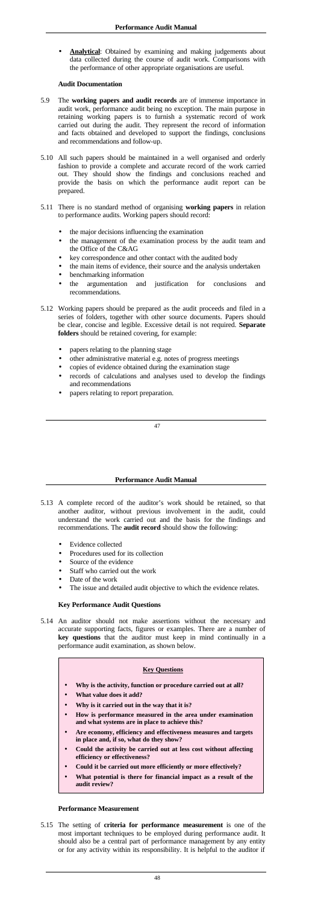- **Analytical**: Obtained by examining and making judgements about data collected during the course of audit work. Comparisons with the performance of other appropriate organisations are useful.

### Audit Documentation

5.9 The **working papers and audit records** are of immense importance in audit work, performance audit being no exception. The main purpose in retaining working papers is to furnish a systematic record of work carried out during the audit. They represent the record of information and facts obtained and developed to support the findings, conclusions and recommendations and follow-up.

5.10 All such papers should be maintained in a well organised and orderly fashion to provide a complete and accurate record of the work carried out. They should show the findings and conclusions reached and provide the basis on which the performance audit report can be prepared.

5.11 There is no standard method of organising **working papers** in relation to performance audits. Working papers should record:

- the major decisions influencing the examination
- the management of the examination process by the audit team and the Office of the C&AG
- key correspondence and other contact with the audited body
- the main items of evidence, their source and the analysis undertaken
- benchmarking information
- the argumentation and justification for conclusions and recommendations.

5.12 Working papers should be prepared as the audit proceeds and filed in a series of folders, together with other source documents. Papers should be clear, concise and legible. Excessive detail is not required. **Separate folders** should be retained covering, for example:

- papers relating to the planning stage
- other administrative material e.g. notes of progress meetings
- copies of evidence obtained during the examination stage
- records of calculations and analyses used to develop the findings and recommendations
- papers relating to report preparation.

5.13 A complete record of the auditor's work should be retained, so that another auditor, without previous involvement in the audit, could understand the work carried out and the basis for the findings and recommendations. The **audit record** should show the following:

- Evidence collected
- Procedures used for its collection
- Source of the evidence
- Staff who carried out the work
- Date of the work
- The issue and detailed audit objective to which the evidence relates.

### Key Performance Audit Questions

5.14 An auditor should not make assertions without the necessary and accurate supporting facts, figures or examples. There are a number of **key questions** that the auditor must keep in mind continually in a performance audit examination, as shown below.

**Key Questions**

- **Why is the activity, function or procedure carried out at all?**
- **What value does it add?**
- **Why is it carried out in the way that it is?**
- **How is performance measured in the area under examination and what systems are in place to achieve this?**
- **Are economy, efficiency and effectiveness measures and targets in place and, if so, what do they show?**
- **Could the activity be carried out at less cost without affecting efficiency or effectiveness?**
- **Could it be carried out more efficiently or more effectively?**
- **What potential is there for financial impact as a result of the audit review?**

### Performance Measurement

5.15 The setting of **criteria for performance measurement** is one of the most important techniques to be employed during performance audit. It should also be a central part of performance management by any entity or for any activity within its responsibility. It is helpful to the auditor if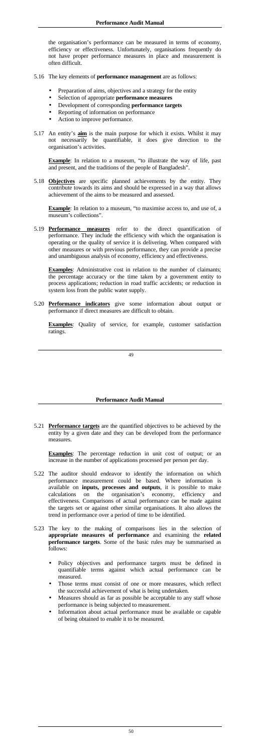the organisation's performance can be measured in terms of economy, efficiency or effectiveness. Unfortunately, organisations frequently do not have proper performance measures in place and measurement is often difficult.

5.16 The key elements of **performance management** are as follows:

- Preparation of aims, objectives and a strategy for the entity
- Selection of appropriate **performance measures**
- Development of corresponding **performance targets**
- Reporting of information on performance
- Action to improve performance.

5.17 An entity's **aim** is the main purpose for which it exists. Whilst it may not necessarily be quantifiable, it does give direction to the organisation's activities.

**Example**: In relation to a museum, "to illustrate the way of life, past and present, and the traditions of the people of Bangladesh".

5.18 **Objectives** are specific planned achievements by the entity. They contribute towards its aims and should be expressed in a way that allows achievement of the aims to be measured and assessed.

**Example**: In relation to a museum, "to maximise access to, and use of, a museum's collections".

5.19 **Performance measures** refer to the direct quantification of performance. They include the efficiency with which the organisation is operating or the quality of service it is delivering. When compared with other measures or with previous performance, they can provide a precise and unambiguous analysis of economy, efficiency and effectiveness.

**Examples**: Administrative cost in relation to the number of claimants; the percentage accuracy or the time taken by a government entity to process applications; reduction in road traffic accidents; or reduction in system loss from the public water supply.

5.20 **Performance indicators** give some information about output or performance if direct measures are difficult to obtain.

**Examples**: Quality of service, for example, customer satisfaction ratings.

5.21 **Performance targets** are the quantified objectives to be achieved by the entity by a given date and they can be developed from the performance measures.

**Examples**: The percentage reduction in unit cost of output; or an increase in the number of applications processed per person per day.

5.22 The auditor should endeavor to identify the information on which performance measurement could be based. Where information is available on **inputs, processes and outputs**, it is possible to make calculations on the organisation's economy, efficiency and effectiveness. Comparisons of actual performance can be made against the targets set or against other similar organisations. It also allows the trend in performance over a period of time to be identified.

5.23 The key to the making of comparisons lies in the selection of **appropriate measures of performance** and examining the **related performance targets**. Some of the basic rules may be summarised as follows:

- Policy objectives and performance targets must be defined in quantifiable terms against which actual performance can be measured.
- Those terms must consist of one or more measures, which reflect the successful achievement of what is being undertaken.
- Measures should as far as possible be acceptable to any staff whose performance is being subjected to measurement.
- Information about actual performance must be available or capable of being obtained to enable it to be measured.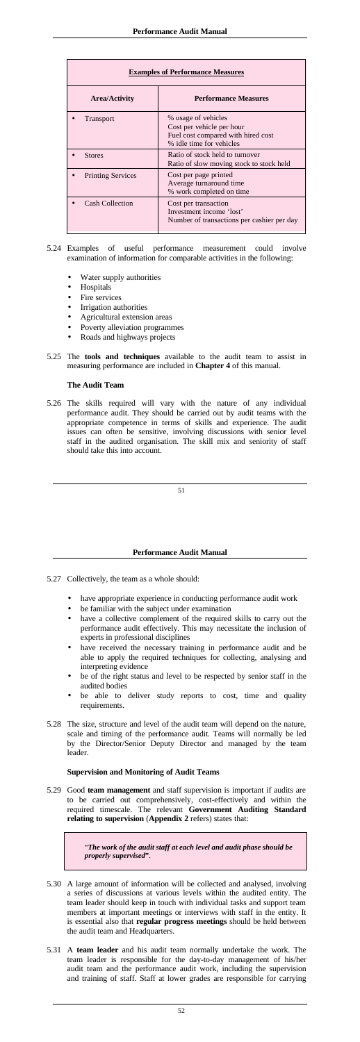| **Examples of Performance Measures** | |
|---|---|
| **Area/Activity** | **Performance Measures** |
| • Transport | % usage of vehicles<br>Cost per vehicle per hour<br>Fuel cost compared with hired cost<br>% idle time for vehicles |
| • Stores | Ratio of stock held to turnover<br>Ratio of slow moving stock to stock held |
| • Printing Services | Cost per page printed<br>Average turnaround time<br>% work completed on time |
| • Cash Collection | Cost per transaction<br>Investment income 'lost'<br>Number of transactions per cashier per day |

5.24 Examples of useful performance measurement could involve examination of information for comparable activities in the following:

- Water supply authorities
- Hospitals
- Fire services
- Irrigation authorities
- Agricultural extension areas
- Poverty alleviation programmes
- Roads and highways projects

5.25 The **tools and techniques** available to the audit team to assist in measuring performance are included in **Chapter 4** of this manual.

### The Audit Team

5.26 The skills required will vary with the nature of any individual performance audit. They should be carried out by audit teams with the appropriate competence in terms of skills and experience. The audit issues can often be sensitive, involving discussions with senior level staff in the audited organisation. The skill mix and seniority of staff should take this into account.

5.27 Collectively, the team as a whole should:

- have appropriate experience in conducting performance audit work
- be familiar with the subject under examination
- have a collective complement of the required skills to carry out the performance audit effectively. This may necessitate the inclusion of experts in professional disciplines
- have received the necessary training in performance audit and be able to apply the required techniques for collecting, analysing and interpreting evidence
- be of the right status and level to be respected by senior staff in the audited bodies
- be able to deliver study reports to cost, time and quality requirements.

5.28 The size, structure and level of the audit team will depend on the nature, scale and timing of the performance audit. Teams will normally be led by the Director/Senior Deputy Director and managed by the team leader.

### Supervision and Monitoring of Audit Teams

5.29 Good **team management** and staff supervision is important if audits are to be carried out comprehensively, cost-effectively and within the required timescale. The relevant **Government Auditing Standard relating to supervision** (**Appendix 2** refers) states that:

> "***The work of the audit staff at each level and audit phase should be properly supervised***".

5.30 A large amount of information will be collected and analysed, involving a series of discussions at various levels within the audited entity. The team leader should keep in touch with individual tasks and support team members at important meetings or interviews with staff in the entity. It is essential also that **regular progress meetings** should be held between the audit team and Headquarters.

5.31 A **team leader** and his audit team normally undertake the work. The team leader is responsible for the day-to-day management of his/her audit team and the performance audit work, including the supervision and training of staff. Staff at lower grades are responsible for carrying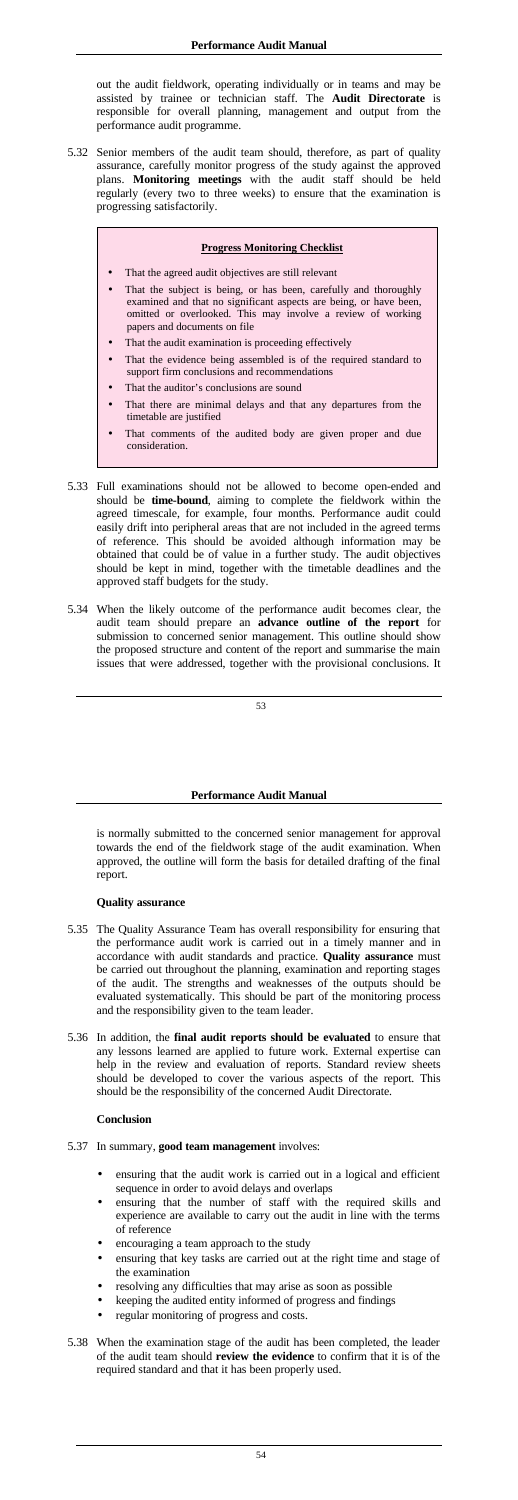out the audit fieldwork, operating individually or in teams and may be assisted by trainee or technician staff. The **Audit Directorate** is responsible for overall planning, management and output from the performance audit programme.

5.32 Senior members of the audit team should, therefore, as part of quality assurance, carefully monitor progress of the study against the approved plans. **Monitoring meetings** with the audit staff should be held regularly (every two to three weeks) to ensure that the examination is progressing satisfactorily.

> **Progress Monitoring Checklist**
>
> - That the agreed audit objectives are still relevant
> - That the subject is being, or has been, carefully and thoroughly examined and that no significant aspects are being, or have been, omitted or overlooked. This may involve a review of working papers and documents on file
> - That the audit examination is proceeding effectively
> - That the evidence being assembled is of the required standard to support firm conclusions and recommendations
> - That the auditor's conclusions are sound
> - That there are minimal delays and that any departures from the timetable are justified
> - That comments of the audited body are given proper and due consideration.

5.33 Full examinations should not be allowed to become open-ended and should be **time-bound**, aiming to complete the fieldwork within the agreed timescale, for example, four months. Performance audit could easily drift into peripheral areas that are not included in the agreed terms of reference. This should be avoided although information may be obtained that could be of value in a further study. The audit objectives should be kept in mind, together with the timetable deadlines and the approved staff budgets for the study.

5.34 When the likely outcome of the performance audit becomes clear, the audit team should prepare an **advance outline of the report** for submission to concerned senior management. This outline should show the proposed structure and content of the report and summarise the main issues that were addressed, together with the provisional conclusions. It is normally submitted to the concerned senior management for approval towards the end of the fieldwork stage of the audit examination. When approved, the outline will form the basis for detailed drafting of the final report.

### Quality assurance

5.35 The Quality Assurance Team has overall responsibility for ensuring that the performance audit work is carried out in a timely manner and in accordance with audit standards and practice. **Quality assurance** must be carried out throughout the planning, examination and reporting stages of the audit. The strengths and weaknesses of the outputs should be evaluated systematically. This should be part of the monitoring process and the responsibility given to the team leader.

5.36 In addition, the **final audit reports should be evaluated** to ensure that any lessons learned are applied to future work. External expertise can help in the review and evaluation of reports. Standard review sheets should be developed to cover the various aspects of the report. This should be the responsibility of the concerned Audit Directorate.

### Conclusion

5.37 In summary, **good team management** involves:

- ensuring that the audit work is carried out in a logical and efficient sequence in order to avoid delays and overlaps
- ensuring that the number of staff with the required skills and experience are available to carry out the audit in line with the terms of reference
- encouraging a team approach to the study
- ensuring that key tasks are carried out at the right time and stage of the examination
- resolving any difficulties that may arise as soon as possible
- keeping the audited entity informed of progress and findings
- regular monitoring of progress and costs.

5.38 When the examination stage of the audit has been completed, the leader of the audit team should **review the evidence** to confirm that it is of the required standard and that it has been properly used.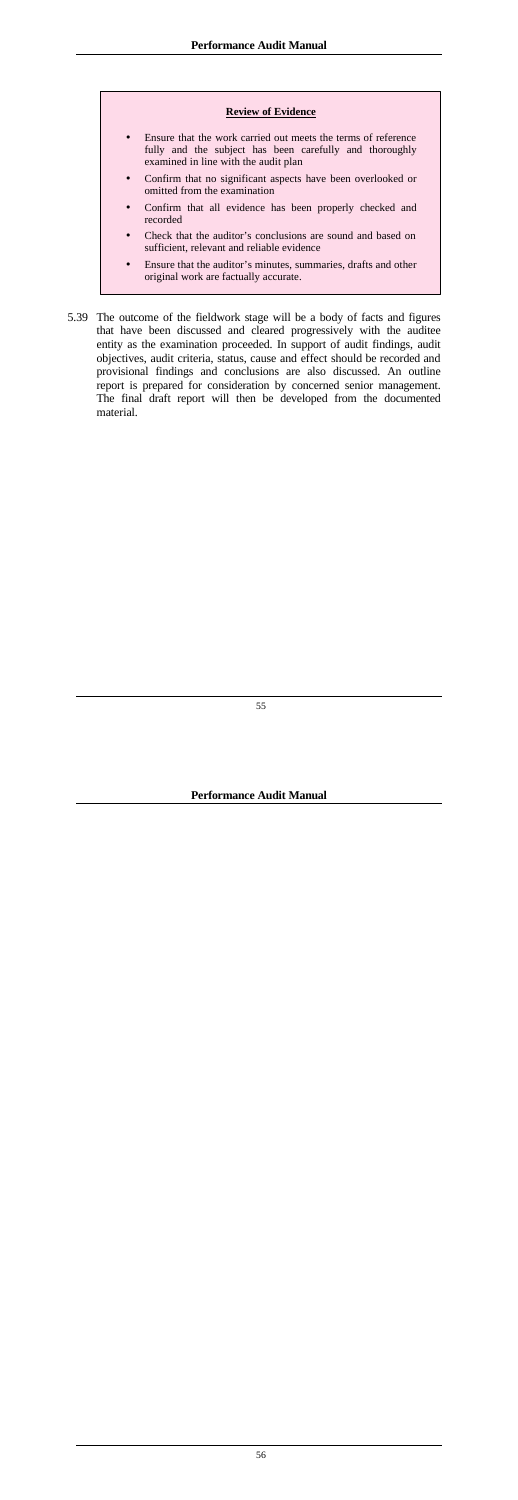**Review of Evidence**

- Ensure that the work carried out meets the terms of reference fully and the subject has been carefully and thoroughly examined in line with the audit plan
- Confirm that no significant aspects have been overlooked or omitted from the examination
- Confirm that all evidence has been properly checked and recorded
- Check that the auditor's conclusions are sound and based on sufficient, relevant and reliable evidence
- Ensure that the auditor's minutes, summaries, drafts and other original work are factually accurate.

5.39 The outcome of the fieldwork stage will be a body of facts and figures that have been discussed and cleared progressively with the auditee entity as the examination proceeded. In support of audit findings, audit objectives, audit criteria, status, cause and effect should be recorded and provisional findings and conclusions are also discussed. An outline report is prepared for consideration by concerned senior management. The final draft report will then be developed from the documented material.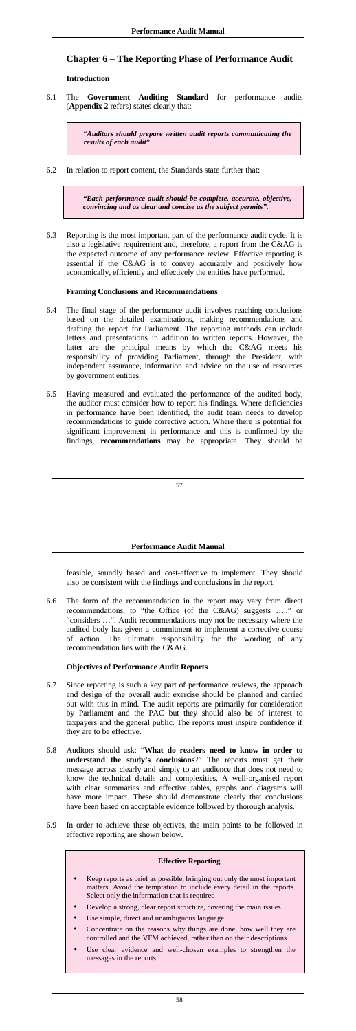## Chapter 6 – The Reporting Phase of Performance Audit

### Introduction

6.1 The **Government Auditing Standard** for performance audits (**Appendix 2** refers) states clearly that:

> "***Auditors should prepare written audit reports communicating the results of each audit***".

6.2 In relation to report content, the Standards state further that:

> ***"Each performance audit should be complete, accurate, objective, convincing and as clear and concise as the subject permits"***.

6.3 Reporting is the most important part of the performance audit cycle. It is also a legislative requirement and, therefore, a report from the C&AG is the expected outcome of any performance review. Effective reporting is essential if the C&AG is to convey accurately and positively how economically, efficiently and effectively the entities have performed.

### Framing Conclusions and Recommendations

6.4 The final stage of the performance audit involves reaching conclusions based on the detailed examinations, making recommendations and drafting the report for Parliament. The reporting methods can include letters and presentations in addition to written reports. However, the latter are the principal means by which the C&AG meets his responsibility of providing Parliament, through the President, with independent assurance, information and advice on the use of resources by government entities.

6.5 Having measured and evaluated the performance of the audited body, the auditor must consider how to report his findings. Where deficiencies in performance have been identified, the audit team needs to develop recommendations to guide corrective action. Where there is potential for significant improvement in performance and this is confirmed by the findings, **recommendations** may be appropriate. They should be feasible, soundly based and cost-effective to implement. They should also be consistent with the findings and conclusions in the report.

6.6 The form of the recommendation in the report may vary from direct recommendations, to "the Office (of the C&AG) suggests ….." or "considers …". Audit recommendations may not be necessary where the audited body has given a commitment to implement a corrective course of action. The ultimate responsibility for the wording of any recommendation lies with the C&AG.

### Objectives of Performance Audit Reports

6.7 Since reporting is such a key part of performance reviews, the approach and design of the overall audit exercise should be planned and carried out with this in mind. The audit reports are primarily for consideration by Parliament and the PAC but they should also be of interest to taxpayers and the general public. The reports must inspire confidence if they are to be effective.

6.8 Auditors should ask: "**What do readers need to know in order to understand the study's conclusions**?" The reports must get their message across clearly and simply to an audience that does not need to know the technical details and complexities. A well-organised report with clear summaries and effective tables, graphs and diagrams will have more impact. These should demonstrate clearly that conclusions have been based on acceptable evidence followed by thorough analysis.

6.9 In order to achieve these objectives, the main points to be followed in effective reporting are shown below.

> **Effective Reporting**
>
> - Keep reports as brief as possible, bringing out only the most important matters. Avoid the temptation to include every detail in the reports. Select only the information that is required
> - Develop a strong, clear report structure, covering the main issues
> - Use simple, direct and unambiguous language
> - Concentrate on the reasons why things are done, how well they are controlled and the VFM achieved, rather than on their descriptions
> - Use clear evidence and well-chosen examples to strengthen the messages in the reports.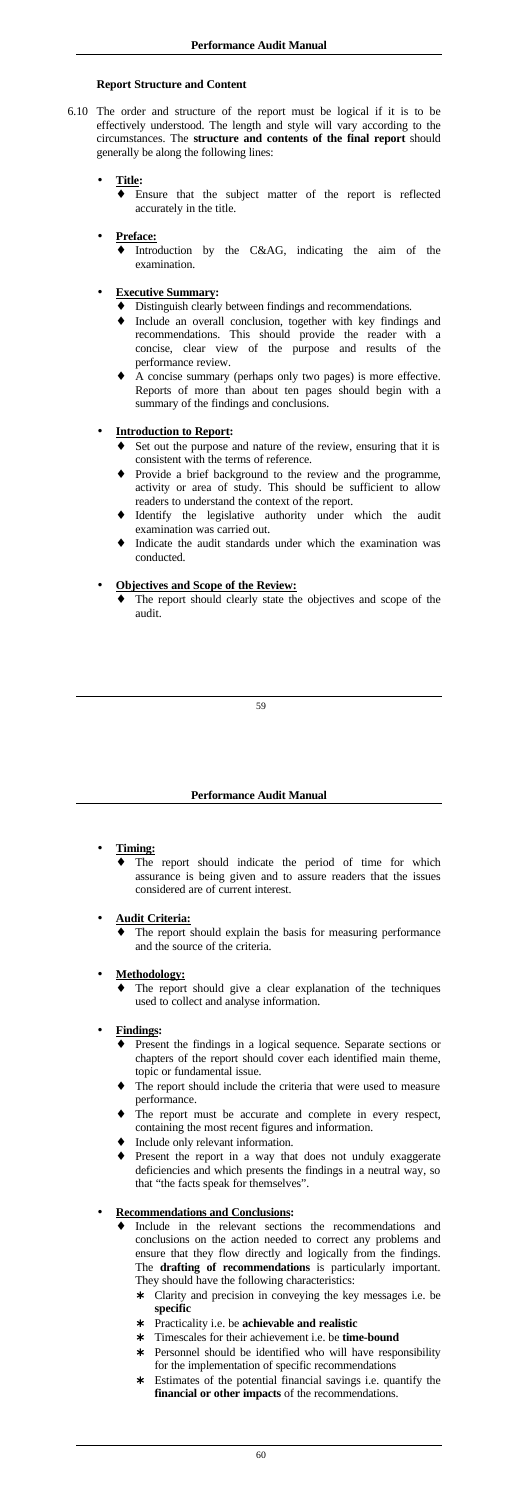**Report Structure and Content**

6.10 The order and structure of the report must be logical if it is to be effectively understood. The length and style will vary according to the circumstances. The **structure and contents of the final report** should generally be along the following lines:

- **Title:**
  - ♦ Ensure that the subject matter of the report is reflected accurately in the title.

- **Preface:**
  - ♦ Introduction by the C&AG, indicating the aim of the examination.

- **Executive Summary:**
  - ♦ Distinguish clearly between findings and recommendations.
  - ♦ Include an overall conclusion, together with key findings and recommendations. This should provide the reader with a concise, clear view of the purpose and results of the performance review.
  - ♦ A concise summary (perhaps only two pages) is more effective. Reports of more than about ten pages should begin with a summary of the findings and conclusions.

- **Introduction to Report:**
  - ♦ Set out the purpose and nature of the review, ensuring that it is consistent with the terms of reference.
  - ♦ Provide a brief background to the review and the programme, activity or area of study. This should be sufficient to allow readers to understand the context of the report.
  - ♦ Identify the legislative authority under which the audit examination was carried out.
  - ♦ Indicate the audit standards under which the examination was conducted.

- **Objectives and Scope of the Review:**
  - ♦ The report should clearly state the objectives and scope of the audit.

- **Timing:**
  - ♦ The report should indicate the period of time for which assurance is being given and to assure readers that the issues considered are of current interest.

- **Audit Criteria:**
  - ♦ The report should explain the basis for measuring performance and the source of the criteria.

- **Methodology:**
  - ♦ The report should give a clear explanation of the techniques used to collect and analyse information.

- **Findings:**
  - ♦ Present the findings in a logical sequence. Separate sections or chapters of the report should cover each identified main theme, topic or fundamental issue.
  - ♦ The report should include the criteria that were used to measure performance.
  - ♦ The report must be accurate and complete in every respect, containing the most recent figures and information.
  - ♦ Include only relevant information.
  - ♦ Present the report in a way that does not unduly exaggerate deficiencies and which presents the findings in a neutral way, so that "the facts speak for themselves".

- **Recommendations and Conclusions:**
  - ♦ Include in the relevant sections the recommendations and conclusions on the action needed to correct any problems and ensure that they flow directly and logically from the findings. The **drafting of recommendations** is particularly important. They should have the following characteristics:
    - ∗ Clarity and precision in conveying the key messages i.e. be **specific**
    - ∗ Practicality i.e. be **achievable and realistic**
    - ∗ Timescales for their achievement i.e. be **time-bound**
    - ∗ Personnel should be identified who will have responsibility for the implementation of specific recommendations
    - ∗ Estimates of the potential financial savings i.e. quantify the **financial or other impacts** of the recommendations.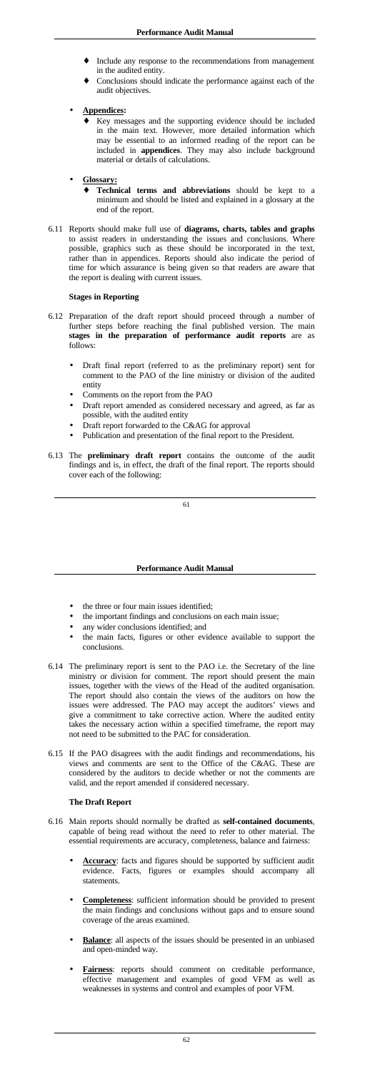- ♦ Include any response to the recommendations from management in the audited entity.
- ♦ Conclusions should indicate the performance against each of the audit objectives.

- **Appendices:**
  - ♦ Key messages and the supporting evidence should be included in the main text. However, more detailed information which may be essential to an informed reading of the report can be included in **appendices**. They may also include background material or details of calculations.

- **Glossary:**
  - ♦ **Technical terms and abbreviations** should be kept to a minimum and should be listed and explained in a glossary at the end of the report.

6.11 Reports should make full use of **diagrams, charts, tables and graphs** to assist readers in understanding the issues and conclusions. Where possible, graphics such as these should be incorporated in the text, rather than in appendices. Reports should also indicate the period of time for which assurance is being given so that readers are aware that the report is dealing with current issues.

### Stages in Reporting

6.12 Preparation of the draft report should proceed through a number of further steps before reaching the final published version. The main **stages in the preparation of performance audit reports** are as follows:

- Draft final report (referred to as the preliminary report) sent for comment to the PAO of the line ministry or division of the audited entity
- Comments on the report from the PAO
- Draft report amended as considered necessary and agreed, as far as possible, with the audited entity
- Draft report forwarded to the C&AG for approval
- Publication and presentation of the final report to the President.

6.13 The **preliminary draft report** contains the outcome of the audit findings and is, in effect, the draft of the final report. The reports should cover each of the following:

- the three or four main issues identified;
- the important findings and conclusions on each main issue;
- any wider conclusions identified; and
- the main facts, figures or other evidence available to support the conclusions.

6.14 The preliminary report is sent to the PAO i.e. the Secretary of the line ministry or division for comment. The report should present the main issues, together with the views of the Head of the audited organisation. The report should also contain the views of the auditors on how the issues were addressed. The PAO may accept the auditors' views and give a commitment to take corrective action. Where the audited entity takes the necessary action within a specified timeframe, the report may not need to be submitted to the PAC for consideration.

6.15 If the PAO disagrees with the audit findings and recommendations, his views and comments are sent to the Office of the C&AG. These are considered by the auditors to decide whether or not the comments are valid, and the report amended if considered necessary.

### The Draft Report

6.16 Main reports should normally be drafted as **self-contained documents**, capable of being read without the need to refer to other material. The essential requirements are accuracy, completeness, balance and fairness:

- **Accuracy**: facts and figures should be supported by sufficient audit evidence. Facts, figures or examples should accompany all statements.
- **Completeness**: sufficient information should be provided to present the main findings and conclusions without gaps and to ensure sound coverage of the areas examined.
- **Balance**: all aspects of the issues should be presented in an unbiased and open-minded way.
- **Fairness**: reports should comment on creditable performance, effective management and examples of good VFM as well as weaknesses in systems and control and examples of poor VFM.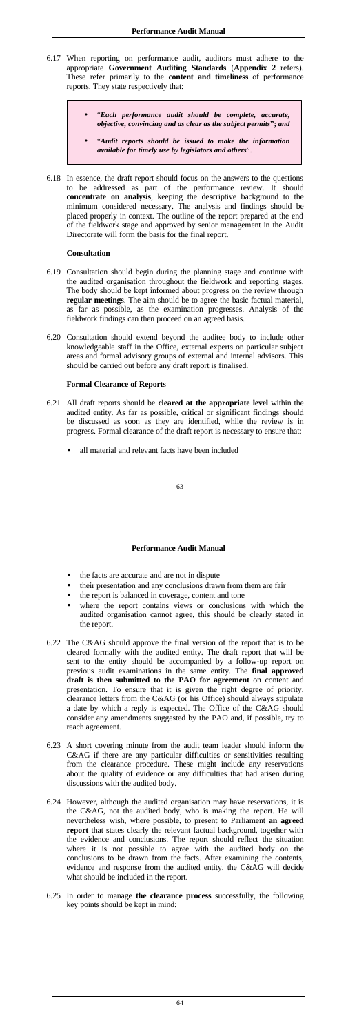6.17 When reporting on performance audit, auditors must adhere to the appropriate **Government Auditing Standards** (**Appendix 2** refers). These refer primarily to the **content and timeliness** of performance reports. They state respectively that:

> - "***Each performance audit should be complete, accurate, objective, convincing and as clear as the subject permits***"; ***and***
> - "***Audit reports should be issued to make the information available for timely use by legislators and others***".

6.18 In essence, the draft report should focus on the answers to the questions to be addressed as part of the performance review. It should **concentrate on analysis**, keeping the descriptive background to the minimum considered necessary. The analysis and findings should be placed properly in context. The outline of the report prepared at the end of the fieldwork stage and approved by senior management in the Audit Directorate will form the basis for the final report.

**Consultation**

6.19 Consultation should begin during the planning stage and continue with the audited organisation throughout the fieldwork and reporting stages. The body should be kept informed about progress on the review through **regular meetings**. The aim should be to agree the basic factual material, as far as possible, as the examination progresses. Analysis of the fieldwork findings can then proceed on an agreed basis.

6.20 Consultation should extend beyond the auditee body to include other knowledgeable staff in the Office, external experts on particular subject areas and formal advisory groups of external and internal advisors. This should be carried out before any draft report is finalised.

**Formal Clearance of Reports**

6.21 All draft reports should be **cleared at the appropriate level** within the audited entity. As far as possible, critical or significant findings should be discussed as soon as they are identified, while the review is in progress. Formal clearance of the draft report is necessary to ensure that:

- all material and relevant facts have been included
- the facts are accurate and are not in dispute
- their presentation and any conclusions drawn from them are fair
- the report is balanced in coverage, content and tone
- where the report contains views or conclusions with which the audited organisation cannot agree, this should be clearly stated in the report.

6.22 The C&AG should approve the final version of the report that is to be cleared formally with the audited entity. The draft report that will be sent to the entity should be accompanied by a follow-up report on previous audit examinations in the same entity. The **final approved draft is then submitted to the PAO for agreement** on content and presentation. To ensure that it is given the right degree of priority, clearance letters from the C&AG (or his Office) should always stipulate a date by which a reply is expected. The Office of the C&AG should consider any amendments suggested by the PAO and, if possible, try to reach agreement.

6.23 A short covering minute from the audit team leader should inform the C&AG if there are any particular difficulties or sensitivities resulting from the clearance procedure. These might include any reservations about the quality of evidence or any difficulties that had arisen during discussions with the audited body.

6.24 However, although the audited organisation may have reservations, it is the C&AG, not the audited body, who is making the report. He will nevertheless wish, where possible, to present to Parliament **an agreed report** that states clearly the relevant factual background, together with the evidence and conclusions. The report should reflect the situation where it is not possible to agree with the audited body on the conclusions to be drawn from the facts. After examining the contents, evidence and response from the audited entity, the C&AG will decide what should be included in the report.

6.25 In order to manage **the clearance process** successfully, the following key points should be kept in mind: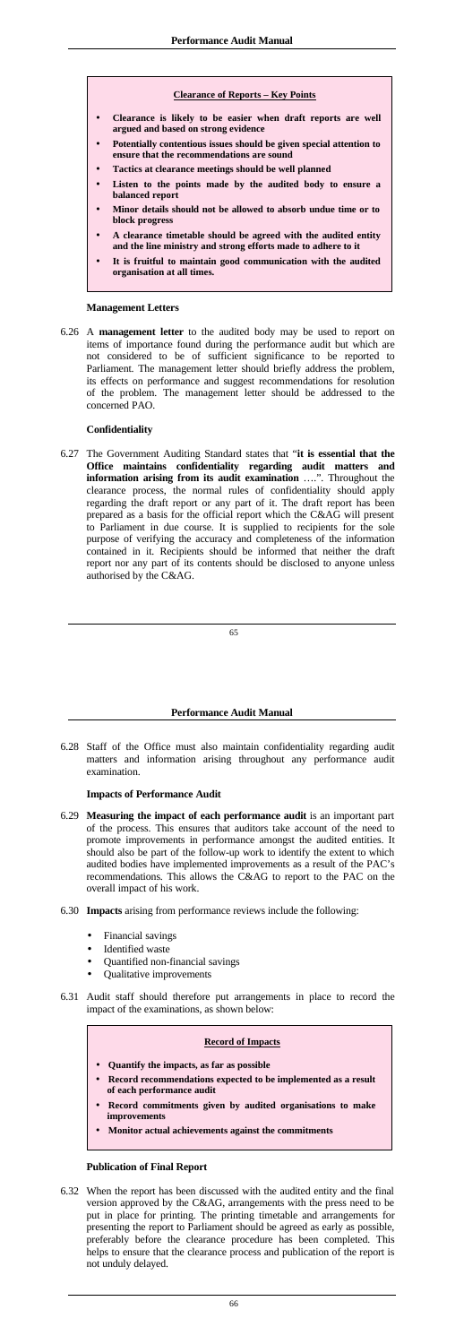**Clearance of Reports – Key Points**

- **Clearance is likely to be easier when draft reports are well argued and based on strong evidence**
- **Potentially contentious issues should be given special attention to ensure that the recommendations are sound**
- **Tactics at clearance meetings should be well planned**
- **Listen to the points made by the audited body to ensure a balanced report**
- **Minor details should not be allowed to absorb undue time or to block progress**
- **A clearance timetable should be agreed with the audited entity and the line ministry and strong efforts made to adhere to it**
- **It is fruitful to maintain good communication with the audited organisation at all times.**

### Management Letters

6.26 A **management letter** to the audited body may be used to report on items of importance found during the performance audit but which are not considered to be of sufficient significance to be reported to Parliament. The management letter should briefly address the problem, its effects on performance and suggest recommendations for resolution of the problem. The management letter should be addressed to the concerned PAO.

### Confidentiality

6.27 The Government Auditing Standard states that "**it is essential that the Office maintains confidentiality regarding audit matters and information arising from its audit examination** ….". Throughout the clearance process, the normal rules of confidentiality should apply regarding the draft report or any part of it. The draft report has been prepared as a basis for the official report which the C&AG will present to Parliament in due course. It is supplied to recipients for the sole purpose of verifying the accuracy and completeness of the information contained in it. Recipients should be informed that neither the draft report nor any part of its contents should be disclosed to anyone unless authorised by the C&AG.

6.28 Staff of the Office must also maintain confidentiality regarding audit matters and information arising throughout any performance audit examination.

### Impacts of Performance Audit

6.29 **Measuring the impact of each performance audit** is an important part of the process. This ensures that auditors take account of the need to promote improvements in performance amongst the audited entities. It should also be part of the follow-up work to identify the extent to which audited bodies have implemented improvements as a result of the PAC's recommendations. This allows the C&AG to report to the PAC on the overall impact of his work.

6.30 **Impacts** arising from performance reviews include the following:

- Financial savings
- Identified waste
- Quantified non-financial savings
- Qualitative improvements

6.31 Audit staff should therefore put arrangements in place to record the impact of the examinations, as shown below:

**Record of Impacts**

- **Quantify the impacts, as far as possible**
- **Record recommendations expected to be implemented as a result of each performance audit**
- **Record commitments given by audited organisations to make improvements**
- **Monitor actual achievements against the commitments**

### Publication of Final Report

6.32 When the report has been discussed with the audited entity and the final version approved by the C&AG, arrangements with the press need to be put in place for printing. The printing timetable and arrangements for presenting the report to Parliament should be agreed as early as possible, preferably before the clearance procedure has been completed. This helps to ensure that the clearance process and publication of the report is not unduly delayed.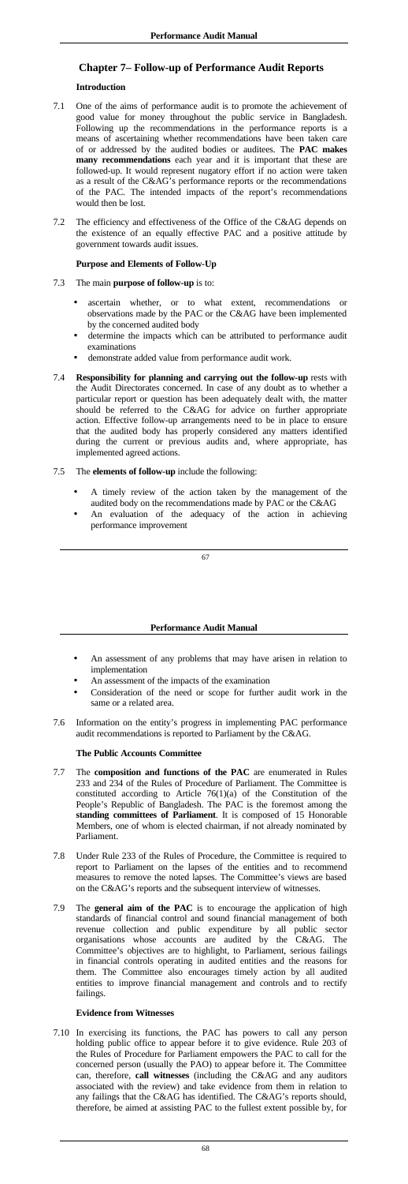## Chapter 7– Follow-up of Performance Audit Reports

### Introduction

7.1 One of the aims of performance audit is to promote the achievement of good value for money throughout the public service in Bangladesh. Following up the recommendations in the performance reports is a means of ascertaining whether recommendations have been taken care of or addressed by the audited bodies or auditees. The **PAC makes many recommendations** each year and it is important that these are followed-up. It would represent nugatory effort if no action were taken as a result of the C&AG's performance reports or the recommendations of the PAC. The intended impacts of the report's recommendations would then be lost.

7.2 The efficiency and effectiveness of the Office of the C&AG depends on the existence of an equally effective PAC and a positive attitude by government towards audit issues.

### Purpose and Elements of Follow-Up

7.3 The main **purpose of follow-up** is to:

- ascertain whether, or to what extent, recommendations or observations made by the PAC or the C&AG have been implemented by the concerned audited body
- determine the impacts which can be attributed to performance audit examinations
- demonstrate added value from performance audit work.

7.4 **Responsibility for planning and carrying out the follow-up** rests with the Audit Directorates concerned. In case of any doubt as to whether a particular report or question has been adequately dealt with, the matter should be referred to the C&AG for advice on further appropriate action. Effective follow-up arrangements need to be in place to ensure that the audited body has properly considered any matters identified during the current or previous audits and, where appropriate, has implemented agreed actions.

7.5 The **elements of follow-up** include the following:

- A timely review of the action taken by the management of the audited body on the recommendations made by PAC or the C&AG
- An evaluation of the adequacy of the action in achieving performance improvement
- An assessment of any problems that may have arisen in relation to implementation
- An assessment of the impacts of the examination
- Consideration of the need or scope for further audit work in the same or a related area.

7.6 Information on the entity's progress in implementing PAC performance audit recommendations is reported to Parliament by the C&AG.

### The Public Accounts Committee

7.7 The **composition and functions of the PAC** are enumerated in Rules 233 and 234 of the Rules of Procedure of Parliament. The Committee is constituted according to Article 76(1)(a) of the Constitution of the People's Republic of Bangladesh. The PAC is the foremost among the **standing committees of Parliament**. It is composed of 15 Honorable Members, one of whom is elected chairman, if not already nominated by Parliament.

7.8 Under Rule 233 of the Rules of Procedure, the Committee is required to report to Parliament on the lapses of the entities and to recommend measures to remove the noted lapses. The Committee's views are based on the C&AG's reports and the subsequent interview of witnesses.

7.9 The **general aim of the PAC** is to encourage the application of high standards of financial control and sound financial management of both revenue collection and public expenditure by all public sector organisations whose accounts are audited by the C&AG. The Committee's objectives are to highlight, to Parliament, serious failings in financial controls operating in audited entities and the reasons for them. The Committee also encourages timely action by all audited entities to improve financial management and controls and to rectify failings.

### Evidence from Witnesses

7.10 In exercising its functions, the PAC has powers to call any person holding public office to appear before it to give evidence. Rule 203 of the Rules of Procedure for Parliament empowers the PAC to call for the concerned person (usually the PAO) to appear before it. The Committee can, therefore, **call witnesses** (including the C&AG and any auditors associated with the review) and take evidence from them in relation to any failings that the C&AG has identified. The C&AG's reports should, therefore, be aimed at assisting PAC to the fullest extent possible by, for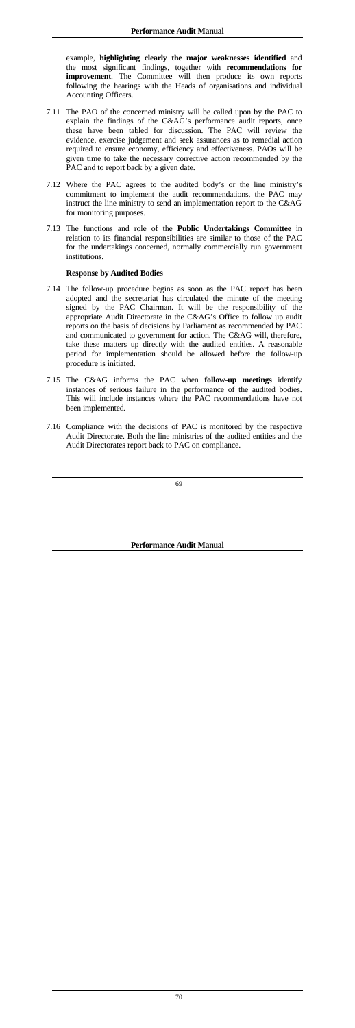example, **highlighting clearly the major weaknesses identified** and the most significant findings, together with **recommendations for improvement**. The Committee will then produce its own reports following the hearings with the Heads of organisations and individual Accounting Officers.

7.11 The PAO of the concerned ministry will be called upon by the PAC to explain the findings of the C&AG's performance audit reports, once these have been tabled for discussion. The PAC will review the evidence, exercise judgement and seek assurances as to remedial action required to ensure economy, efficiency and effectiveness. PAOs will be given time to take the necessary corrective action recommended by the PAC and to report back by a given date.

7.12 Where the PAC agrees to the audited body's or the line ministry's commitment to implement the audit recommendations, the PAC may instruct the line ministry to send an implementation report to the C&AG for monitoring purposes.

7.13 The functions and role of the **Public Undertakings Committee** in relation to its financial responsibilities are similar to those of the PAC for the undertakings concerned, normally commercially run government institutions.

**Response by Audited Bodies**

7.14 The follow-up procedure begins as soon as the PAC report has been adopted and the secretariat has circulated the minute of the meeting signed by the PAC Chairman. It will be the responsibility of the appropriate Audit Directorate in the C&AG's Office to follow up audit reports on the basis of decisions by Parliament as recommended by PAC and communicated to government for action. The C&AG will, therefore, take these matters up directly with the audited entities. A reasonable period for implementation should be allowed before the follow-up procedure is initiated.

7.15 The C&AG informs the PAC when **follow-up meetings** identify instances of serious failure in the performance of the audited bodies. This will include instances where the PAC recommendations have not been implemented.

7.16 Compliance with the decisions of PAC is monitored by the respective Audit Directorate. Both the line ministries of the audited entities and the Audit Directorates report back to PAC on compliance.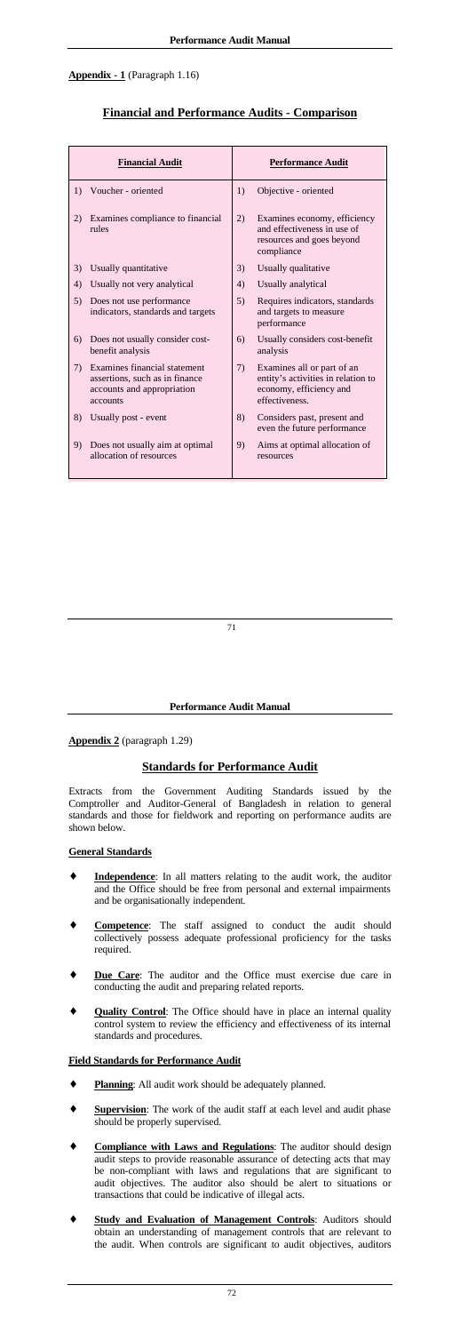**Appendix - 1** (Paragraph 1.16)

## Financial and Performance Audits - Comparison

| Financial Audit | Performance Audit |
|---|---|
| 1) Voucher - oriented | 1) Objective - oriented |
| 2) Examines compliance to financial rules | 2) Examines economy, efficiency and effectiveness in use of resources and goes beyond compliance |
| 3) Usually quantitative | 3) Usually qualitative |
| 4) Usually not very analytical | 4) Usually analytical |
| 5) Does not use performance indicators, standards and targets | 5) Requires indicators, standards and targets to measure performance |
| 6) Does not usually consider cost-benefit analysis | 6) Usually considers cost-benefit analysis |
| 7) Examines financial statement assertions, such as in finance accounts and appropriation accounts | 7) Examines all or part of an entity's activities in relation to economy, efficiency and effectiveness. |
| 8) Usually post - event | 8) Considers past, present and even the future performance |
| 9) Does not usually aim at optimal allocation of resources | 9) Aims at optimal allocation of resources |

**Appendix 2** (paragraph 1.29)

## Standards for Performance Audit

Extracts from the Government Auditing Standards issued by the Comptroller and Auditor-General of Bangladesh in relation to general standards and those for fieldwork and reporting on performance audits are shown below.

### General Standards

- **Independence**: In all matters relating to the audit work, the auditor and the Office should be free from personal and external impairments and be organisationally independent.
- **Competence**: The staff assigned to conduct the audit should collectively possess adequate professional proficiency for the tasks required.
- **Due Care**: The auditor and the Office must exercise due care in conducting the audit and preparing related reports.
- **Quality Control**: The Office should have in place an internal quality control system to review the efficiency and effectiveness of its internal standards and procedures.

### Field Standards for Performance Audit

- **Planning**: All audit work should be adequately planned.
- **Supervision**: The work of the audit staff at each level and audit phase should be properly supervised.
- **Compliance with Laws and Regulations**: The auditor should design audit steps to provide reasonable assurance of detecting acts that may be non-compliant with laws and regulations that are significant to audit objectives. The auditor also should be alert to situations or transactions that could be indicative of illegal acts.
- **Study and Evaluation of Management Controls**: Auditors should obtain an understanding of management controls that are relevant to the audit. When controls are significant to audit objectives, auditors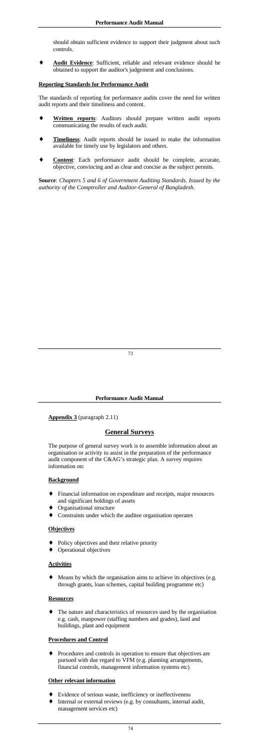should obtain sufficient evidence to support their judgment about such controls.

- **Audit Evidence**: Sufficient, reliable and relevant evidence should be obtained to support the auditor's judgement and conclusions.

**Reporting Standards for Performance Audit**

The standards of reporting for performance audits cover the need for written audit reports and their timeliness and content.

- **Written reports**: Auditors should prepare written audit reports communicating the results of each audit.
- **Timeliness**: Audit reports should be issued to make the information available for timely use by legislators and others.
- **Content**: Each performance audit should be complete, accurate, objective, convincing and as clear and concise as the subject permits.

**Source**: *Chapters 5 and 6 of Government Auditing Standards. Issued by the authority of the Comptroller and Auditor-General of Bangladesh.*

**Appendix 3** (paragraph 2.11)

## General Surveys

The purpose of general survey work is to assemble information about an organisation or activity to assist in the preparation of the performance audit component of the C&AG's strategic plan. A survey requires information on:

**Background**

- Financial information on expenditure and receipts, major resources and significant holdings of assets
- Organisational structure
- Constraints under which the auditee organisation operates

**Objectives**

- Policy objectives and their relative priority
- Operational objectives

**Activities**

- Means by which the organisation aims to achieve its objectives (e.g. through grants, loan schemes, capital building programme etc)

**Resources**

- The nature and characteristics of resources used by the organisation e.g. cash, manpower (staffing numbers and grades), land and buildings, plant and equipment

**Procedures and Control**

- Procedures and controls in operation to ensure that objectives are pursued with due regard to VFM (e.g. planning arrangements, financial controls, management information systems etc)

**Other relevant information**

- Evidence of serious waste, inefficiency or ineffectiveness
- Internal or external reviews (e.g. by consultants, internal audit, management services etc)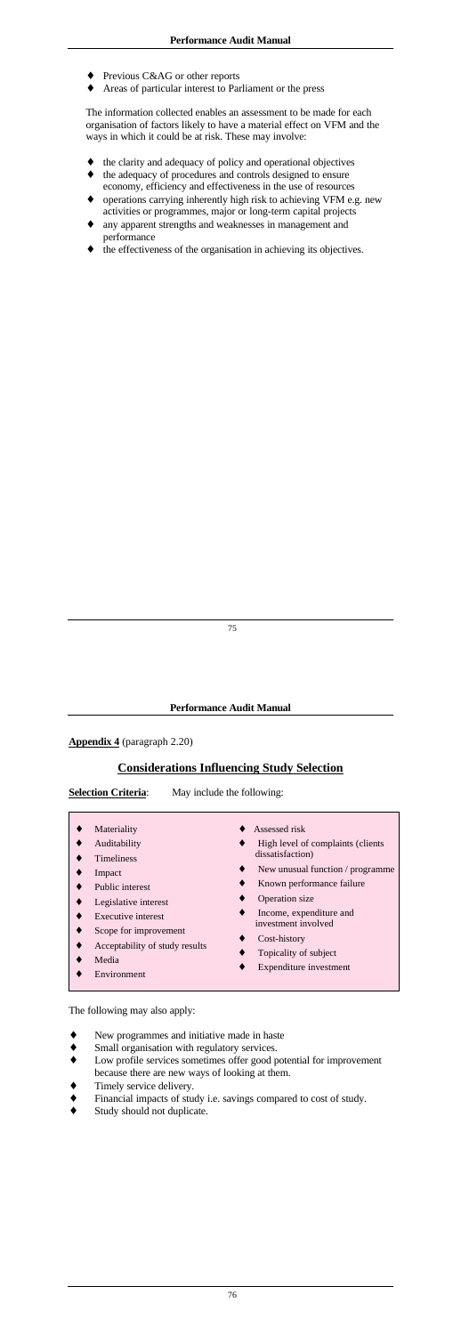- Previous C&AG or other reports
- Areas of particular interest to Parliament or the press

The information collected enables an assessment to be made for each organisation of factors likely to have a material effect on VFM and the ways in which it could be at risk. These may involve:

- the clarity and adequacy of policy and operational objectives
- the adequacy of procedures and controls designed to ensure economy, efficiency and effectiveness in the use of resources
- operations carrying inherently high risk to achieving VFM e.g. new activities or programmes, major or long-term capital projects
- any apparent strengths and weaknesses in management and performance
- the effectiveness of the organisation in achieving its objectives.

**Appendix 4** (paragraph 2.20)

## Considerations Influencing Study Selection

**Selection Criteria**: May include the following:

- Materiality
- Auditability
- Timeliness
- Impact
- Public interest
- Legislative interest
- Executive interest
- Scope for improvement
- Acceptability of study results
- Media
- Environment
- Assessed risk
- High level of complaints (clients dissatisfaction)
- New unusual function / programme
- Known performance failure
- Operation size
- Income, expenditure and investment involved
- Cost-history
- Topicality of subject
- Expenditure investment

The following may also apply:

- New programmes and initiative made in haste
- Small organisation with regulatory services.
- Low profile services sometimes offer good potential for improvement because there are new ways of looking at them.
- Timely service delivery.
- Financial impacts of study i.e. savings compared to cost of study.
- Study should not duplicate.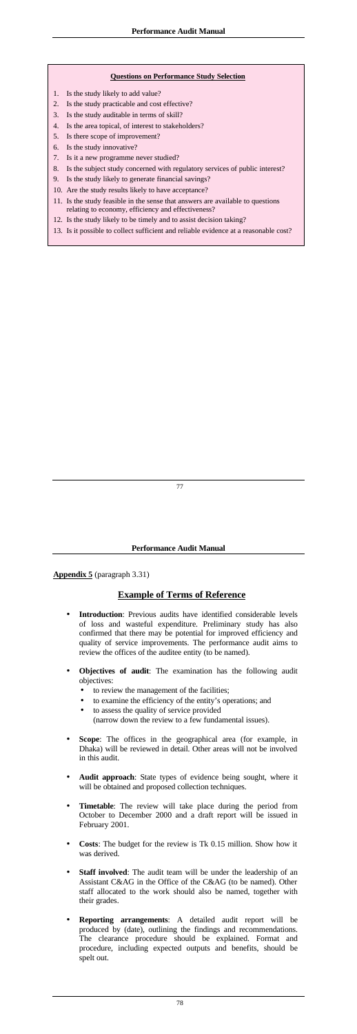**Questions on Performance Study Selection**

1. Is the study likely to add value?
2. Is the study practicable and cost effective?
3. Is the study auditable in terms of skill?
4. Is the area topical, of interest to stakeholders?
5. Is there scope of improvement?
6. Is the study innovative?
7. Is it a new programme never studied?
8. Is the subject study concerned with regulatory services of public interest?
9. Is the study likely to generate financial savings?
10. Are the study results likely to have acceptance?
11. Is the study feasible in the sense that answers are available to questions relating to economy, efficiency and effectiveness?
12. Is the study likely to be timely and to assist decision taking?
13. Is it possible to collect sufficient and reliable evidence at a reasonable cost?

**Appendix 5** (paragraph 3.31)

## Example of Terms of Reference

- **Introduction**: Previous audits have identified considerable levels of loss and wasteful expenditure. Preliminary study has also confirmed that there may be potential for improved efficiency and quality of service improvements. The performance audit aims to review the offices of the auditee entity (to be named).
- **Objectives of audit**: The examination has the following audit objectives:
  - to review the management of the facilities;
  - to examine the efficiency of the entity's operations; and
  - to assess the quality of service provided
  
  (narrow down the review to a few fundamental issues).
- **Scope**: The offices in the geographical area (for example, in Dhaka) will be reviewed in detail. Other areas will not be involved in this audit.
- **Audit approach**: State types of evidence being sought, where it will be obtained and proposed collection techniques.
- **Timetable**: The review will take place during the period from October to December 2000 and a draft report will be issued in February 2001.
- **Costs**: The budget for the review is Tk 0.15 million. Show how it was derived.
- **Staff involved**: The audit team will be under the leadership of an Assistant C&AG in the Office of the C&AG (to be named). Other staff allocated to the work should also be named, together with their grades.
- **Reporting arrangements**: A detailed audit report will be produced by (date), outlining the findings and recommendations. The clearance procedure should be explained. Format and procedure, including expected outputs and benefits, should be spelt out.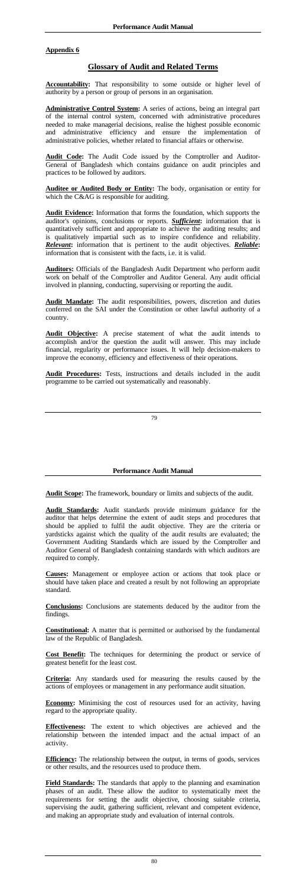**Appendix 6**

## Glossary of Audit and Related Terms

**Accountability:** That responsibility to some outside or higher level of authority by a person or group of persons in an organisation.

**Administrative Control System:** A series of actions, being an integral part of the internal control system, concerned with administrative procedures needed to make managerial decisions, realise the highest possible economic and administrative efficiency and ensure the implementation of administrative policies, whether related to financial affairs or otherwise.

**Audit Code:** The Audit Code issued by the Comptroller and Auditor-General of Bangladesh which contains guidance on audit principles and practices to be followed by auditors.

**Auditee or Audited Body or Entity:** The body, organisation or entity for which the C&AG is responsible for auditing.

**Audit Evidence:** Information that forms the foundation, which supports the auditor's opinions, conclusions or reports. ***Sufficient*:** information that is quantitatively sufficient and appropriate to achieve the auditing results; and is qualitatively impartial such as to inspire confidence and reliability. ***Relevant*:** information that is pertinent to the audit objectives. ***Reliable*:** information that is consistent with the facts, i.e. it is valid.

**Auditors:** Officials of the Bangladesh Audit Department who perform audit work on behalf of the Comptroller and Auditor General. Any audit official involved in planning, conducting, supervising or reporting the audit.

**Audit Mandate:** The audit responsibilities, powers, discretion and duties conferred on the SAI under the Constitution or other lawful authority of a country.

**Audit Objective:** A precise statement of what the audit intends to accomplish and/or the question the audit will answer. This may include financial, regularity or performance issues. It will help decision-makers to improve the economy, efficiency and effectiveness of their operations.

**Audit Procedures:** Tests, instructions and details included in the audit programme to be carried out systematically and reasonably.

**Audit Scope:** The framework, boundary or limits and subjects of the audit.

**Audit Standards:** Audit standards provide minimum guidance for the auditor that helps determine the extent of audit steps and procedures that should be applied to fulfil the audit objective. They are the criteria or yardsticks against which the quality of the audit results are evaluated; the Government Auditing Standards which are issued by the Comptroller and Auditor General of Bangladesh containing standards with which auditors are required to comply.

**Causes:** Management or employee action or actions that took place or should have taken place and created a result by not following an appropriate standard.

**Conclusions:** Conclusions are statements deduced by the auditor from the findings.

**Constitutional:** A matter that is permitted or authorised by the fundamental law of the Republic of Bangladesh.

**Cost Benefit:** The techniques for determining the product or service of greatest benefit for the least cost.

**Criteria:** Any standards used for measuring the results caused by the actions of employees or management in any performance audit situation.

**Economy:** Minimising the cost of resources used for an activity, having regard to the appropriate quality.

**Effectiveness:** The extent to which objectives are achieved and the relationship between the intended impact and the actual impact of an activity.

**Efficiency:** The relationship between the output, in terms of goods, services or other results, and the resources used to produce them.

**Field Standards:** The standards that apply to the planning and examination phases of an audit. These allow the auditor to systematically meet the requirements for setting the audit objective, choosing suitable criteria, supervising the audit, gathering sufficient, relevant and competent evidence, and making an appropriate study and evaluation of internal controls.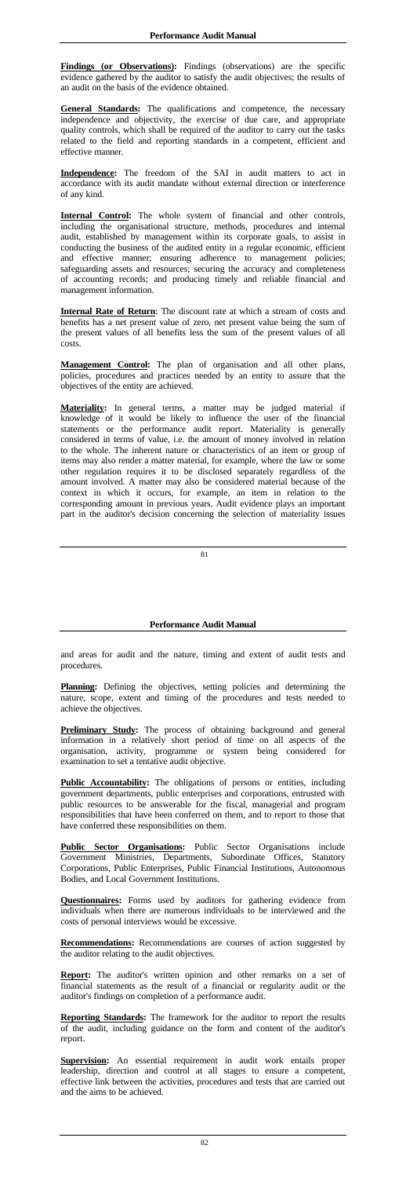**Findings (or Observations):** Findings (observations) are the specific evidence gathered by the auditor to satisfy the audit objectives; the results of an audit on the basis of the evidence obtained.

**General Standards:** The qualifications and competence, the necessary independence and objectivity, the exercise of due care, and appropriate quality controls, which shall be required of the auditor to carry out the tasks related to the field and reporting standards in a competent, efficient and effective manner.

**Independence:** The freedom of the SAI in audit matters to act in accordance with its audit mandate without external direction or interference of any kind.

**Internal Control:** The whole system of financial and other controls, including the organisational structure, methods, procedures and internal audit, established by management within its corporate goals, to assist in conducting the business of the audited entity in a regular economic, efficient and effective manner; ensuring adherence to management policies; safeguarding assets and resources; securing the accuracy and completeness of accounting records; and producing timely and reliable financial and management information.

**Internal Rate of Return**: The discount rate at which a stream of costs and benefits has a net present value of zero, net present value being the sum of the present values of all benefits less the sum of the present values of all costs.

**Management Control:** The plan of organisation and all other plans, policies, procedures and practices needed by an entity to assure that the objectives of the entity are achieved.

**Materiality:** In general terms, a matter may be judged material if knowledge of it would be likely to influence the user of the financial statements or the performance audit report. Materiality is generally considered in terms of value, i.e. the amount of money involved in relation to the whole. The inherent nature or characteristics of an item or group of items may also render a matter material, for example, where the law or some other regulation requires it to be disclosed separately regardless of the amount involved. A matter may also be considered material because of the context in which it occurs, for example, an item in relation to the corresponding amount in previous years. Audit evidence plays an important part in the auditor's decision concerning the selection of materiality issues and areas for audit and the nature, timing and extent of audit tests and procedures.

**Planning:** Defining the objectives, setting policies and determining the nature, scope, extent and timing of the procedures and tests needed to achieve the objectives.

**Preliminary Study:** The process of obtaining background and general information in a relatively short period of time on all aspects of the organisation, activity, programme or system being considered for examination to set a tentative audit objective.

**Public Accountability:** The obligations of persons or entities, including government departments, public enterprises and corporations, entrusted with public resources to be answerable for the fiscal, managerial and program responsibilities that have been conferred on them, and to report to those that have conferred these responsibilities on them.

**Public Sector Organisations:** Public Sector Organisations include Government Ministries, Departments, Subordinate Offices, Statutory Corporations, Public Enterprises, Public Financial Institutions, Autonomous Bodies, and Local Government Institutions.

**Questionnaires:** Forms used by auditors for gathering evidence from individuals when there are numerous individuals to be interviewed and the costs of personal interviews would be excessive.

**Recommendations:** Recommendations are courses of action suggested by the auditor relating to the audit objectives.

**Report:** The auditor's written opinion and other remarks on a set of financial statements as the result of a financial or regularity audit or the auditor's findings on completion of a performance audit.

**Reporting Standards:** The framework for the auditor to report the results of the audit, including guidance on the form and content of the auditor's report.

**Supervision:** An essential requirement in audit work entails proper leadership, direction and control at all stages to ensure a competent, effective link between the activities, procedures and tests that are carried out and the aims to be achieved.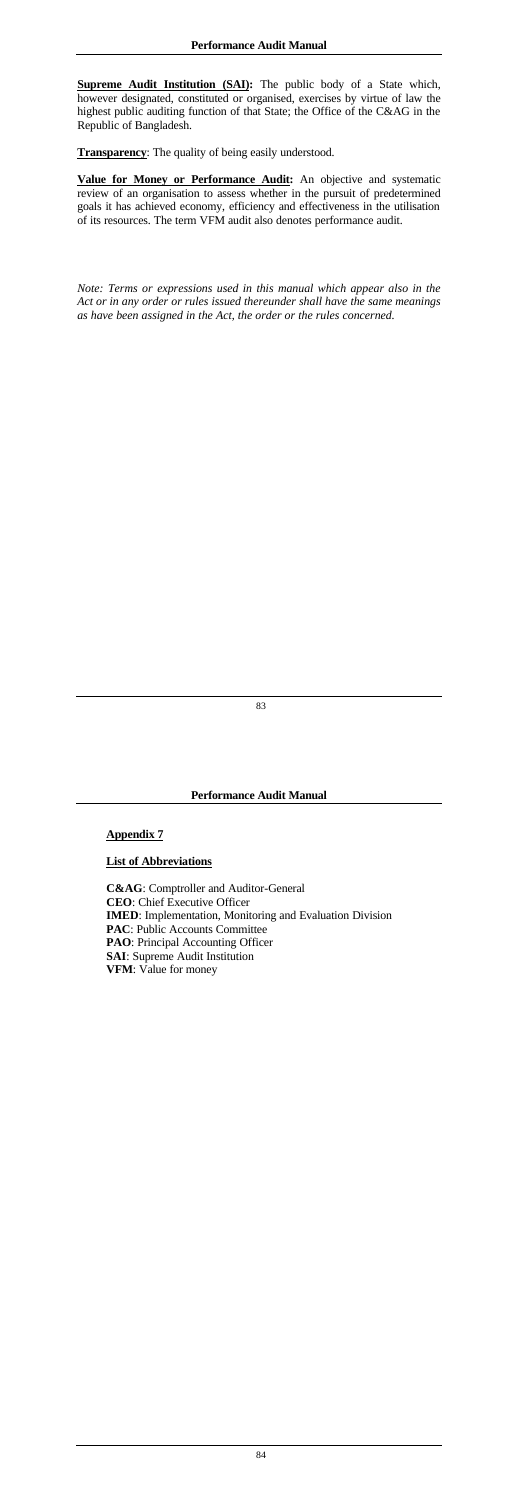**Supreme Audit Institution (SAI):** The public body of a State which, however designated, constituted or organised, exercises by virtue of law the highest public auditing function of that State; the Office of the C&AG in the Republic of Bangladesh.

**Transparency**: The quality of being easily understood.

**Value for Money or Performance Audit:** An objective and systematic review of an organisation to assess whether in the pursuit of predetermined goals it has achieved economy, efficiency and effectiveness in the utilisation of its resources. The term VFM audit also denotes performance audit.

*Note: Terms or expressions used in this manual which appear also in the Act or in any order or rules issued thereunder shall have the same meanings as have been assigned in the Act, the order or the rules concerned.*

## Appendix 7

### List of Abbreviations

**C&AG**: Comptroller and Auditor-General
**CEO**: Chief Executive Officer
**IMED**: Implementation, Monitoring and Evaluation Division
**PAC**: Public Accounts Committee
**PAO**: Principal Accounting Officer
**SAI**: Supreme Audit Institution
**VFM**: Value for money